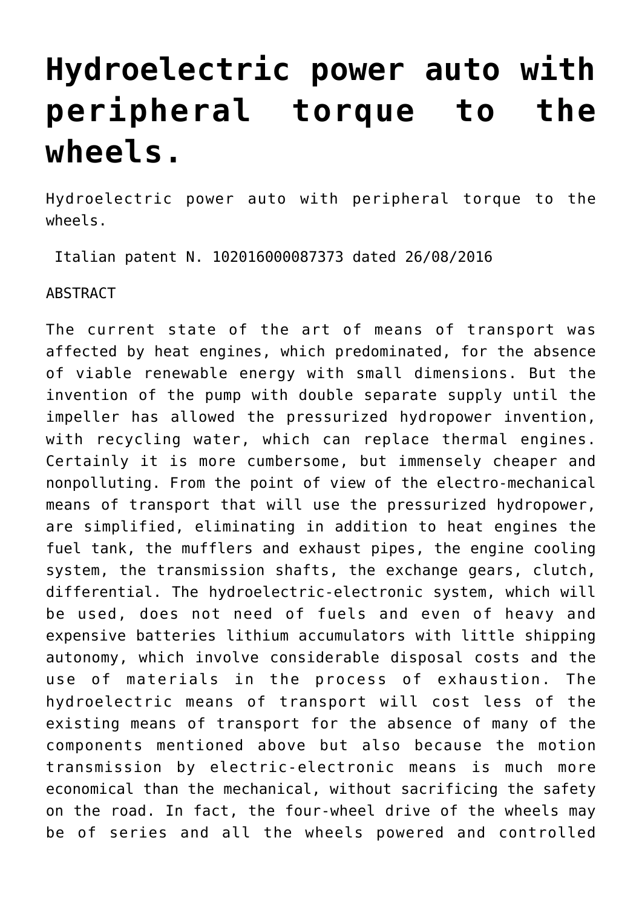# Hydroelectric power auto with peripheral torque to the wheels.

Hydroelectric power auto with peripheral torque to the wheels.

Italian patent N. 102016000087373 dated 26/08/2016

ABSTRACT

The current state of the art of means of transport was affected by heat engines, which predominated, for the absence of viable renewable energy with small dimensions. But the invention of the pump with double separate supply until the impeller has allowed the pressurized hydropower invention, with recycling water, which can replace thermal engines. Certainly it is more cumbersome, but immensely cheaper and nonpolluting. From the point of view of the electro-mechanical means of transport that will use the pressurized hydropower, are simplified, eliminating in addition to heat engines the fuel tank, the mufflers and exhaust pipes, the engine cooling system, the transmission shafts, the exchange gears, clutch, differential. The hydroelectric-electronic system, which will be used, does not need of fuels and even of heavy and expensive batteries lithium accumulators with little shipping autonomy, which involve considerable disposal costs and the use of materials in the process of exhaustion. The hydroelectric means of transport will cost less of the existing means of transport for the absence of many of the components mentioned above but also because the motion transmission by electric-electronic means is much more economical than the mechanical, without sacrificing the safety on the road. In fact, the four-wheel drive of the wheels may be of series and all the wheels powered and controlled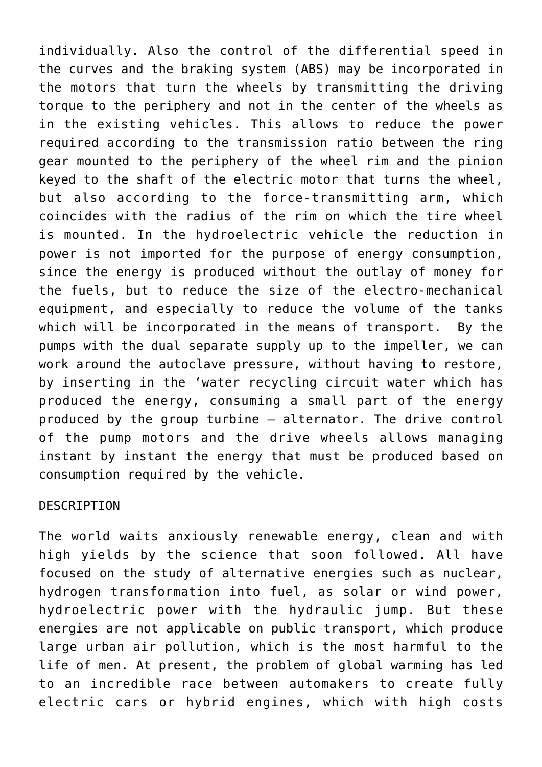individually. Also the control of the differential speed in the curves and the braking system (ABS) may be incorporated in the motors that turn the wheels by transmitting the driving torque to the periphery and not in the center of the wheels as in the existing vehicles. This allows to reduce the power required according to the transmission ratio between the ring gear mounted to the periphery of the wheel rim and the pinion keyed to the shaft of the electric motor that turns the wheel, but also according to the force-transmitting arm, which coincides with the radius of the rim on which the tire wheel is mounted. In the hydroelectric vehicle the reduction in power is not imported for the purpose of energy consumption, since the energy is produced without the outlay of money for the fuels, but to reduce the size of the electro-mechanical equipment, and especially to reduce the volume of the tanks which will be incorporated in the means of transport. By the pumps with the dual separate supply up to the impeller, we can work around the autoclave pressure, without having to restore, by inserting in the 'water recycling circuit water which has produced the energy, consuming a small part of the energy produced by the group turbine – alternator. The drive control of the pump motors and the drive wheels allows managing instant by instant the energy that must be produced based on consumption required by the vehicle.

DESCRIPTION

The world waits anxiously renewable energy, clean and with high yields by the science that soon followed. All have focused on the study of alternative energies such as nuclear, hydrogen transformation into fuel, as solar or wind power, hydroelectric power with the hydraulic jump. But these energies are not applicable on public transport, which produce large urban air pollution, which is the most harmful to the life of men. At present, the problem of global warming has led to an incredible race between automakers to create fully electric cars or hybrid engines, which with high costs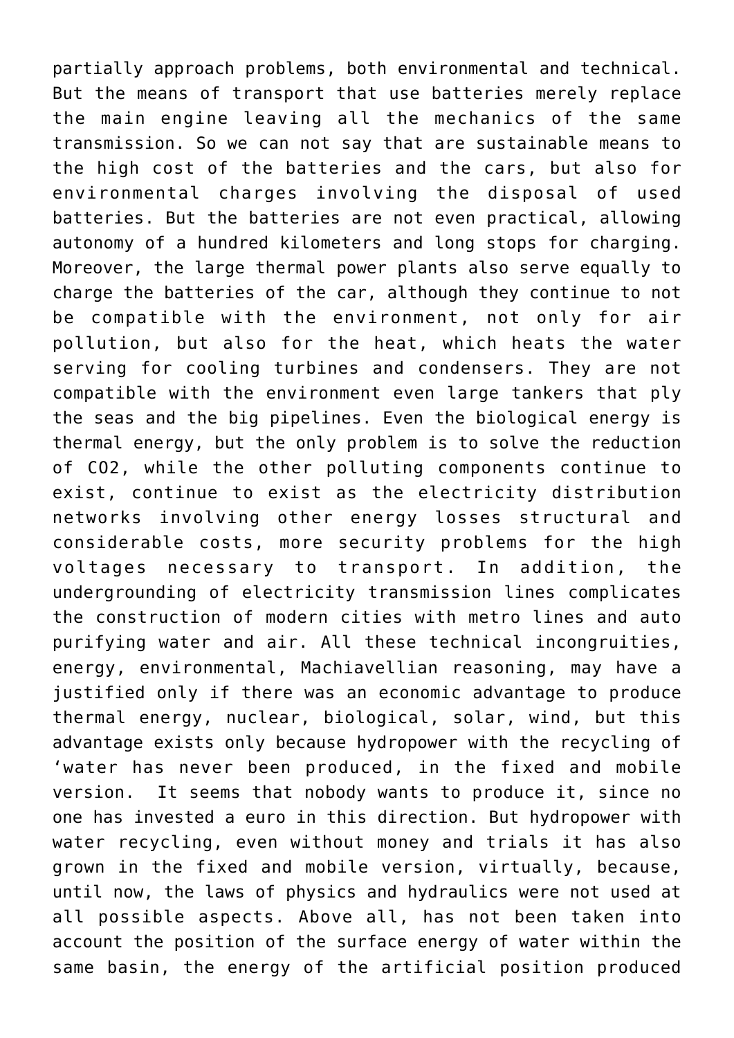partially approach problems, both environmental and technical. But the means of transport that use batteries merely replace the main engine leaving all the mechanics of the same transmission. So we can not say that are sustainable means to the high cost of the batteries and the cars, but also for environmental charges involving the disposal of used batteries. But the batteries are not even practical, allowing autonomy of a hundred kilometers and long stops for charging. Moreover, the large thermal power plants also serve equally to charge the batteries of the car, although they continue to not be compatible with the environment, not only for air pollution, but also for the heat, which heats the water serving for cooling turbines and condensers. They are not compatible with the environment even large tankers that ply the seas and the big pipelines. Even the biological energy is thermal energy, but the only problem is to solve the reduction of $CO_2$, while the other polluting components continue to exist, continue to exist as the electricity distribution networks involving other energy losses structural and considerable costs, more security problems for the high voltages necessary to transport. In addition, the undergrounding of electricity transmission lines complicates the construction of modern cities with metro lines and auto purifying water and air. All these technical incongruities, energy, environmental, Machiavellian reasoning, may have a justified only if there was an economic advantage to produce thermal energy, nuclear, biological, solar, wind, but this advantage exists only because hydropower with the recycling of 'water has never been produced, in the fixed and mobile version. It seems that nobody wants to produce it, since no one has invested a euro in this direction. But hydropower with water recycling, even without money and trials it has also grown in the fixed and mobile version, virtually, because, until now, the laws of physics and hydraulics were not used at all possible aspects. Above all, has not been taken into account the position of the surface energy of water within the same basin, the energy of the artificial position produced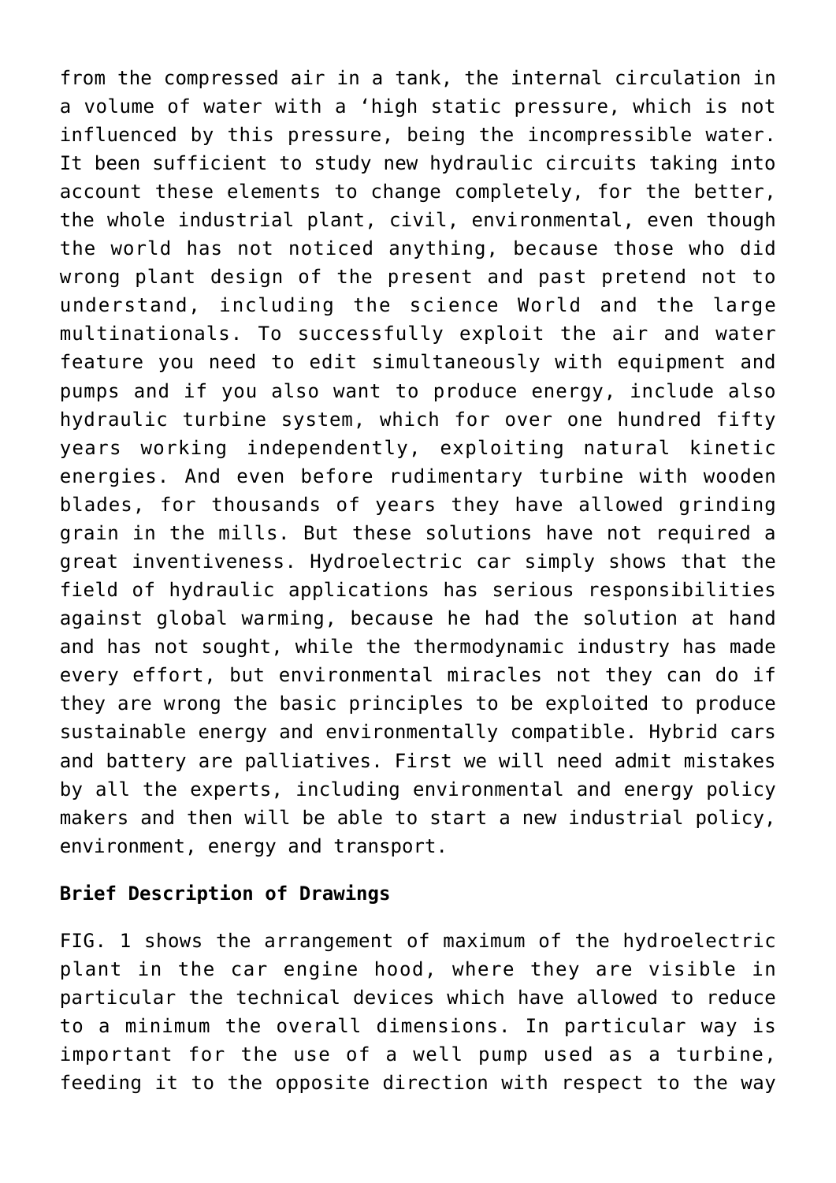from the compressed air in a tank, the internal circulation in a volume of water with a 'high static pressure, which is not influenced by this pressure, being the incompressible water. It been sufficient to study new hydraulic circuits taking into account these elements to change completely, for the better, the whole industrial plant, civil, environmental, even though the world has not noticed anything, because those who did wrong plant design of the present and past pretend not to understand, including the science World and the large multinationals. To successfully exploit the air and water feature you need to edit simultaneously with equipment and pumps and if you also want to produce energy, include also hydraulic turbine system, which for over one hundred fifty years working independently, exploiting natural kinetic energies. And even before rudimentary turbine with wooden blades, for thousands of years they have allowed grinding grain in the mills. But these solutions have not required a great inventiveness. Hydroelectric car simply shows that the field of hydraulic applications has serious responsibilities against global warming, because he had the solution at hand and has not sought, while the thermodynamic industry has made every effort, but environmental miracles not they can do if they are wrong the basic principles to be exploited to produce sustainable energy and environmentally compatible. Hybrid cars and battery are palliatives. First we will need admit mistakes by all the experts, including environmental and energy policy makers and then will be able to start a new industrial policy, environment, energy and transport.

**Brief Description of Drawings**

FIG. 1 shows the arrangement of maximum of the hydroelectric plant in the car engine hood, where they are visible in particular the technical devices which have allowed to reduce to a minimum the overall dimensions. In particular way is important for the use of a well pump used as a turbine, feeding it to the opposite direction with respect to the way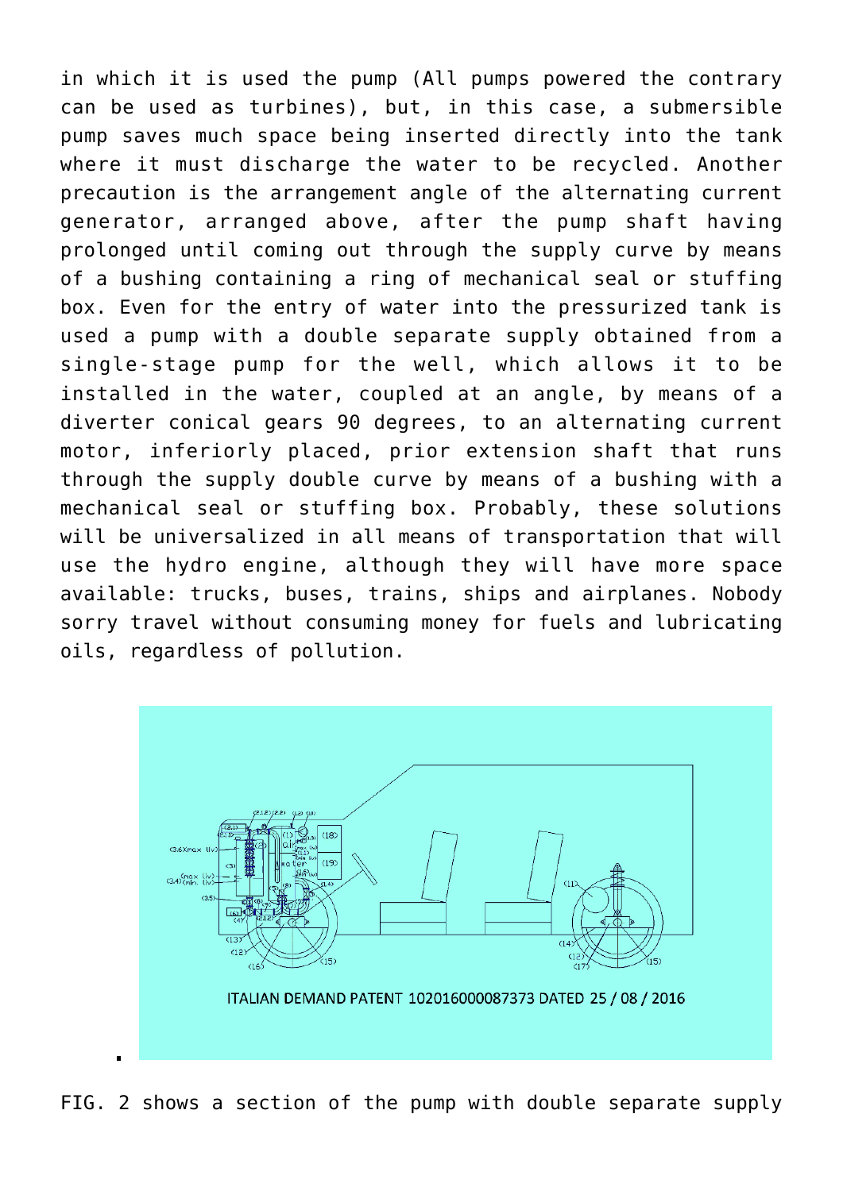in which it is used the pump (All pumps powered the contrary can be used as turbines), but, in this case, a submersible pump saves much space being inserted directly into the tank where it must discharge the water to be recycled. Another precaution is the arrangement angle of the alternating current generator, arranged above, after the pump shaft having prolonged until coming out through the supply curve by means of a bushing containing a ring of mechanical seal or stuffing box. Even for the entry of water into the pressurized tank is used a pump with a double separate supply obtained from a single-stage pump for the well, which allows it to be installed in the water, coupled at an angle, by means of a diverter conical gears 90 degrees, to an alternating current motor, inferiorly placed, prior extension shaft that runs through the supply double curve by means of a bushing with a mechanical seal or stuffing box. Probably, these solutions will be universalized in all means of transportation that will use the hydro engine, although they will have more space available: trucks, buses, trains, ships and airplanes. Nobody sorry travel without consuming money for fuels and lubricating oils, regardless of pollution.

ITALIAN DEMAND PATENT 102016000087373 DATED 25 / 08 / 2016

FIG. 2 shows a section of the pump with double separate supply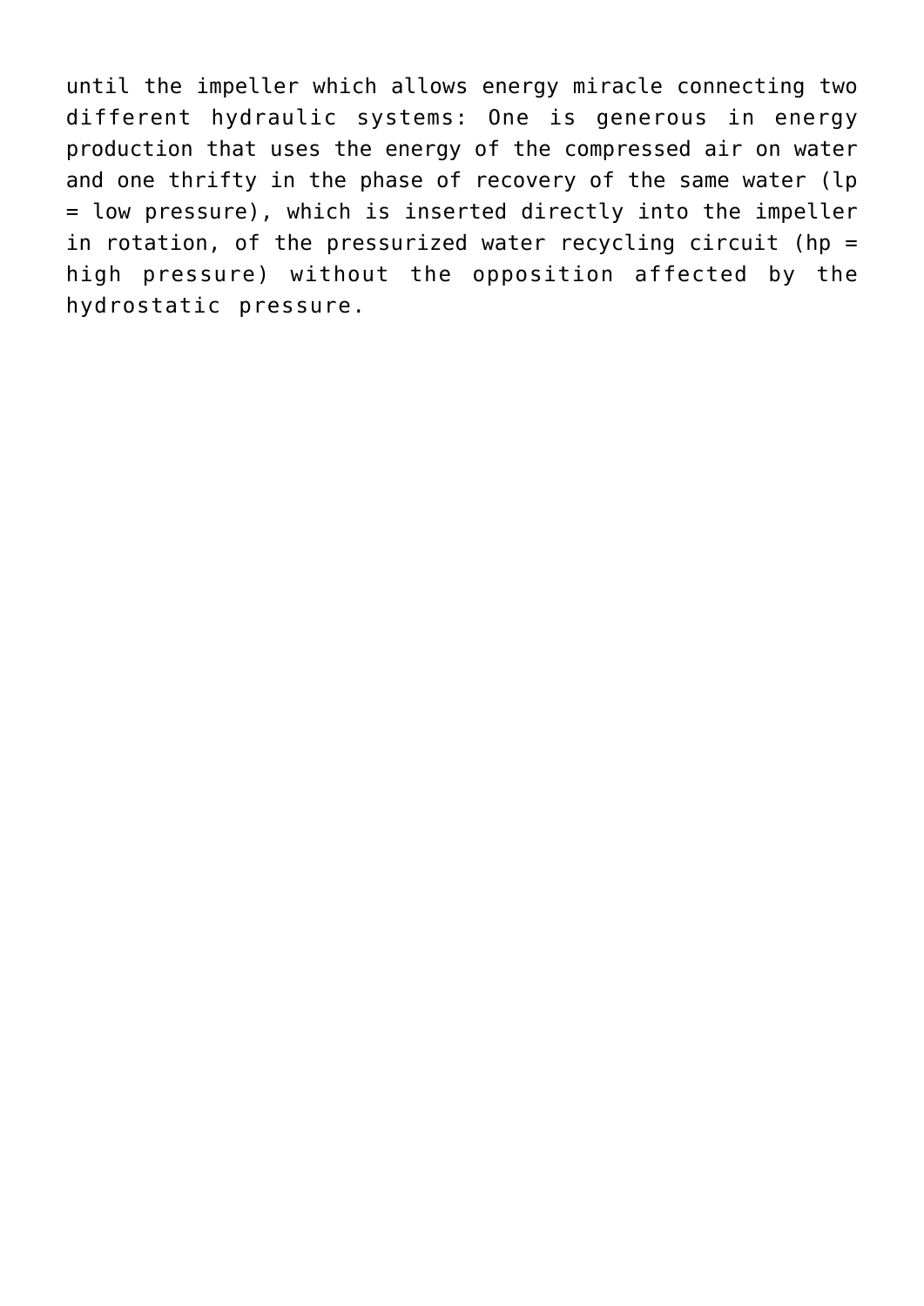until the impeller which allows energy miracle connecting two different hydraulic systems: One is generous in energy production that uses the energy of the compressed air on water and one thrifty in the phase of recovery of the same water (lp = low pressure), which is inserted directly into the impeller in rotation, of the pressurized water recycling circuit (hp = high pressure) without the opposition affected by the hydrostatic pressure.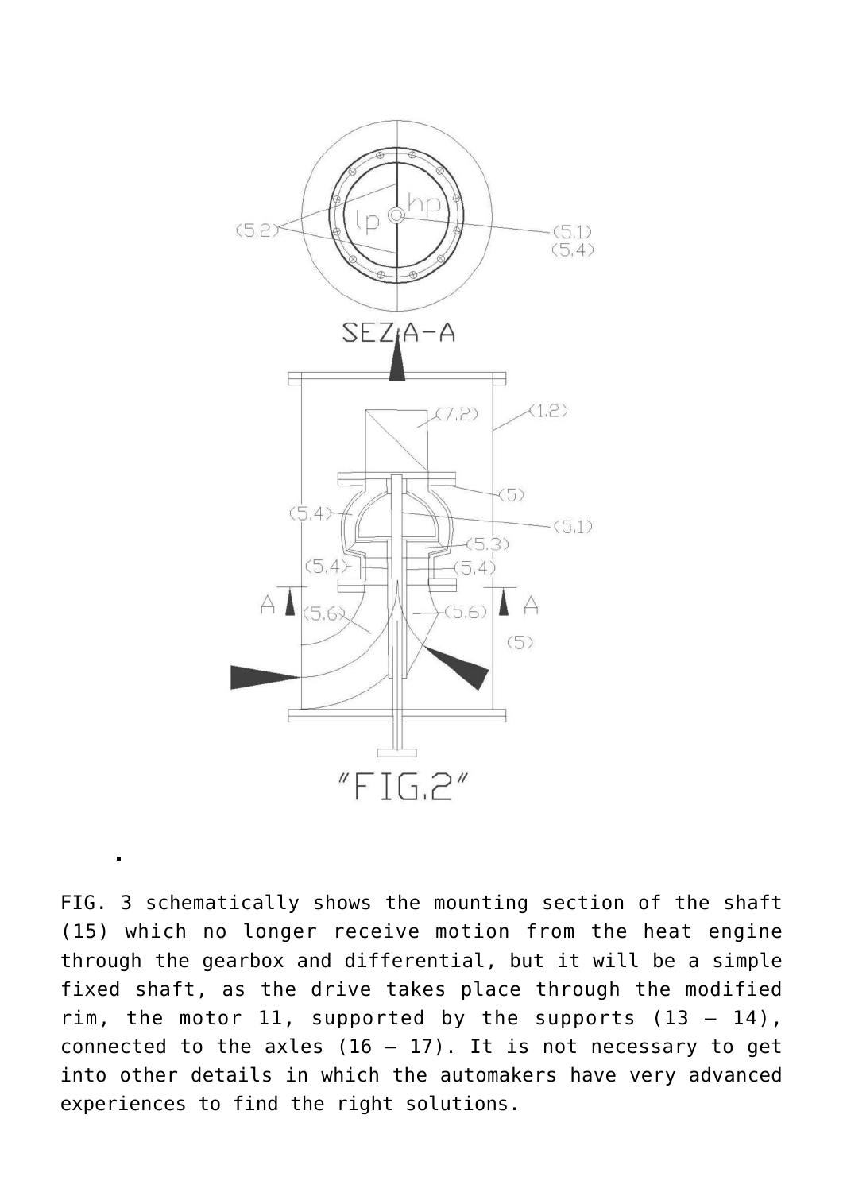"FIG.2"

FIG. 3 schematically shows the mounting section of the shaft (15) which no longer receive motion from the heat engine through the gearbox and differential, but it will be a simple fixed shaft, as the drive takes place through the modified rim, the motor 11, supported by the supports (13 – 14), connected to the axles (16 – 17). It is not necessary to get into other details in which the automakers have very advanced experiences to find the right solutions.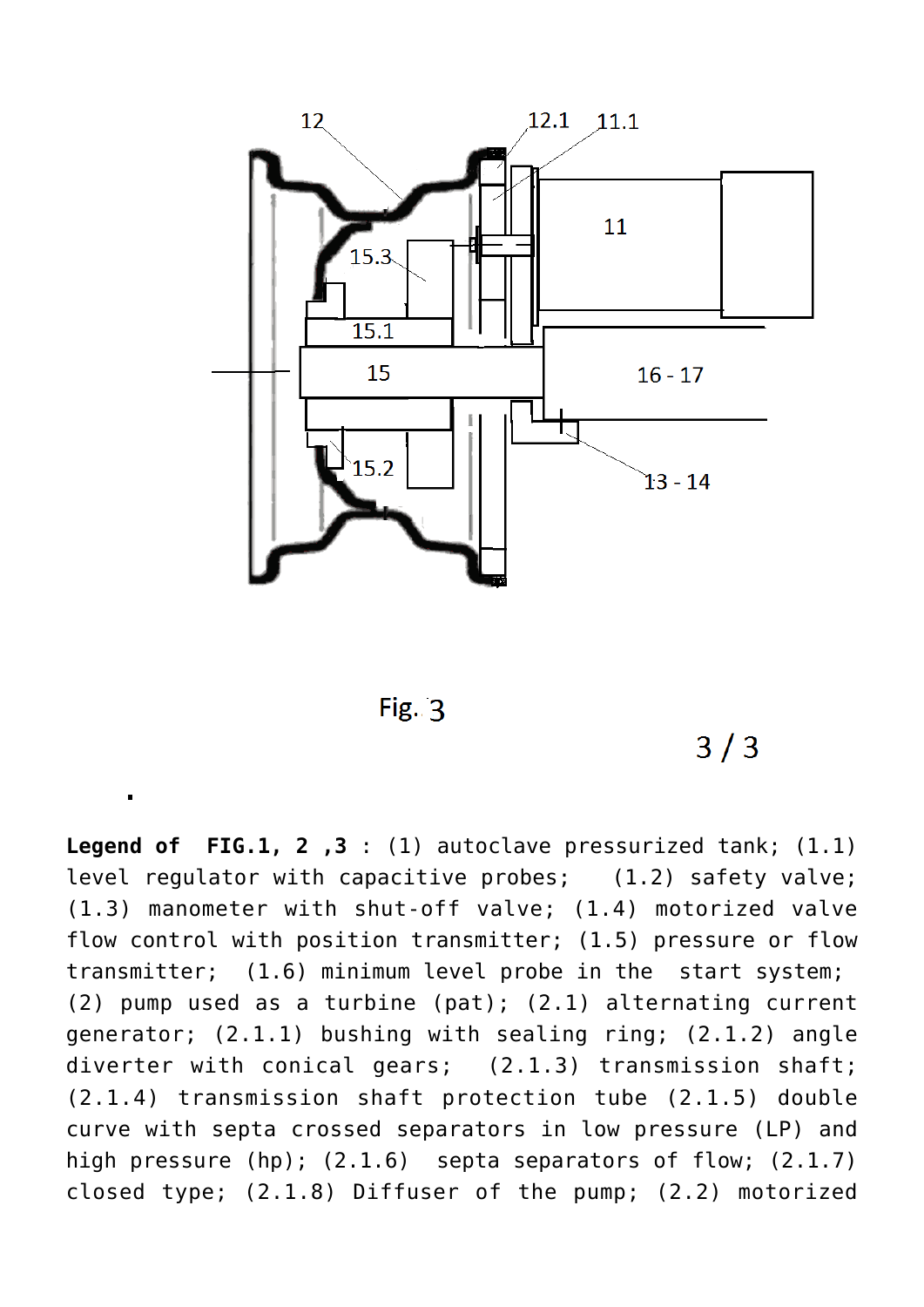Fig. 3

**Legend of FIG.1, 2 ,3** : (1) autoclave pressurized tank; (1.1) level regulator with capacitive probes; (1.2) safety valve; (1.3) manometer with shut-off valve; (1.4) motorized valve flow control with position transmitter; (1.5) pressure or flow transmitter; (1.6) minimum level probe in the start system; (2) pump used as a turbine (pat); (2.1) alternating current generator; (2.1.1) bushing with sealing ring; (2.1.2) angle diverter with conical gears; (2.1.3) transmission shaft; (2.1.4) transmission shaft protection tube (2.1.5) double curve with septa crossed separators in low pressure (LP) and high pressure (hp); (2.1.6) septa separators of flow; (2.1.7) closed type; (2.1.8) Diffuser of the pump; (2.2) motorized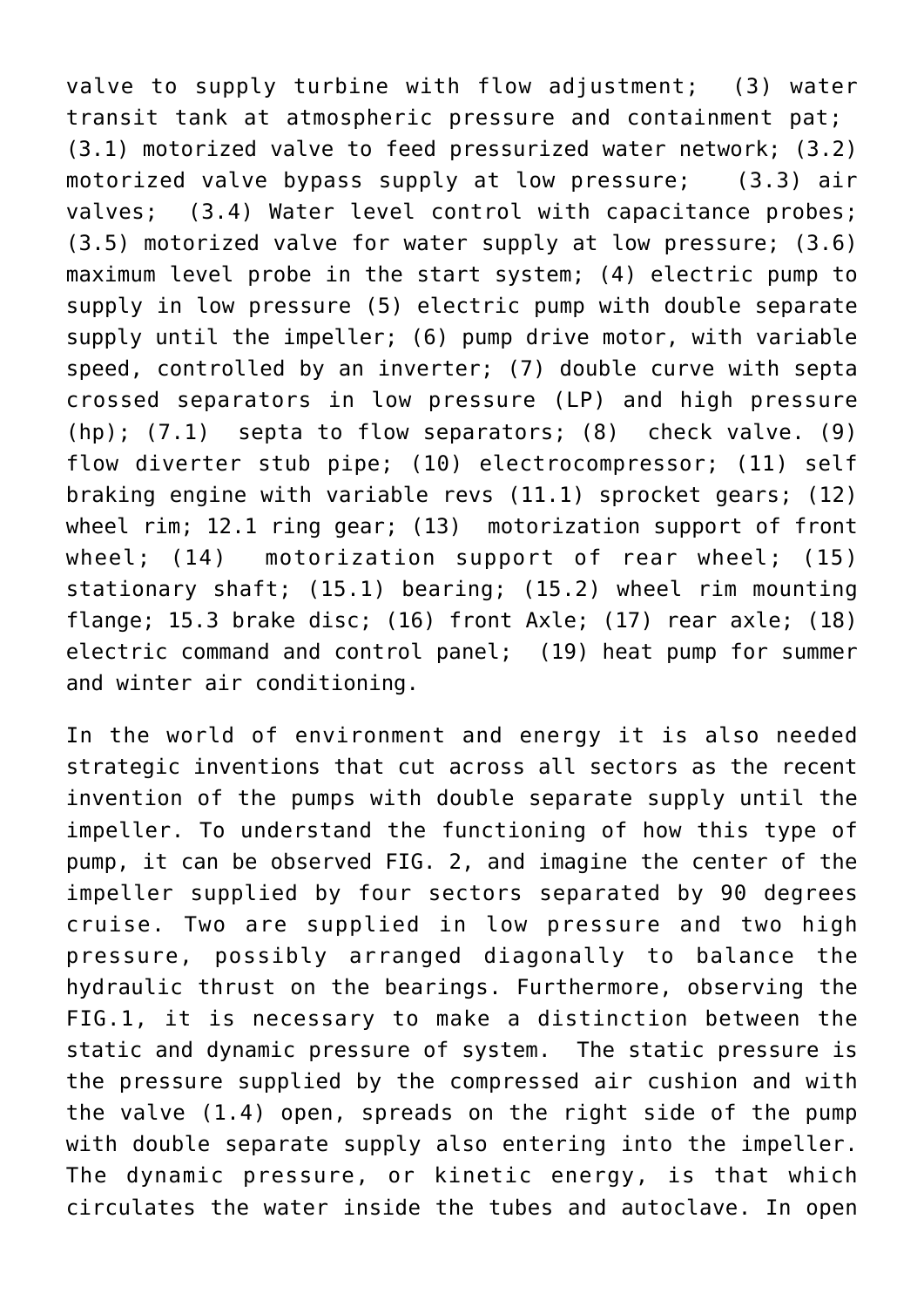valve to supply turbine with flow adjustment; (3) water transit tank at atmospheric pressure and containment pat; (3.1) motorized valve to feed pressurized water network; (3.2) motorized valve bypass supply at low pressure; (3.3) air valves; (3.4) Water level control with capacitance probes; (3.5) motorized valve for water supply at low pressure; (3.6) maximum level probe in the start system; (4) electric pump to supply in low pressure (5) electric pump with double separate supply until the impeller; (6) pump drive motor, with variable speed, controlled by an inverter; (7) double curve with septa crossed separators in low pressure (LP) and high pressure (hp); (7.1) septa to flow separators; (8) check valve. (9) flow diverter stub pipe; (10) electrocompressor; (11) self braking engine with variable revs (11.1) sprocket gears; (12) wheel rim; 12.1 ring gear; (13) motorization support of front wheel; (14) motorization support of rear wheel; (15) stationary shaft; (15.1) bearing; (15.2) wheel rim mounting flange; 15.3 brake disc; (16) front Axle; (17) rear axle; (18) electric command and control panel; (19) heat pump for summer and winter air conditioning.

In the world of environment and energy it is also needed strategic inventions that cut across all sectors as the recent invention of the pumps with double separate supply until the impeller. To understand the functioning of how this type of pump, it can be observed FIG. 2, and imagine the center of the impeller supplied by four sectors separated by 90 degrees cruise. Two are supplied in low pressure and two high pressure, possibly arranged diagonally to balance the hydraulic thrust on the bearings. Furthermore, observing the FIG.1, it is necessary to make a distinction between the static and dynamic pressure of system. The static pressure is the pressure supplied by the compressed air cushion and with the valve (1.4) open, spreads on the right side of the pump with double separate supply also entering into the impeller. The dynamic pressure, or kinetic energy, is that which circulates the water inside the tubes and autoclave. In open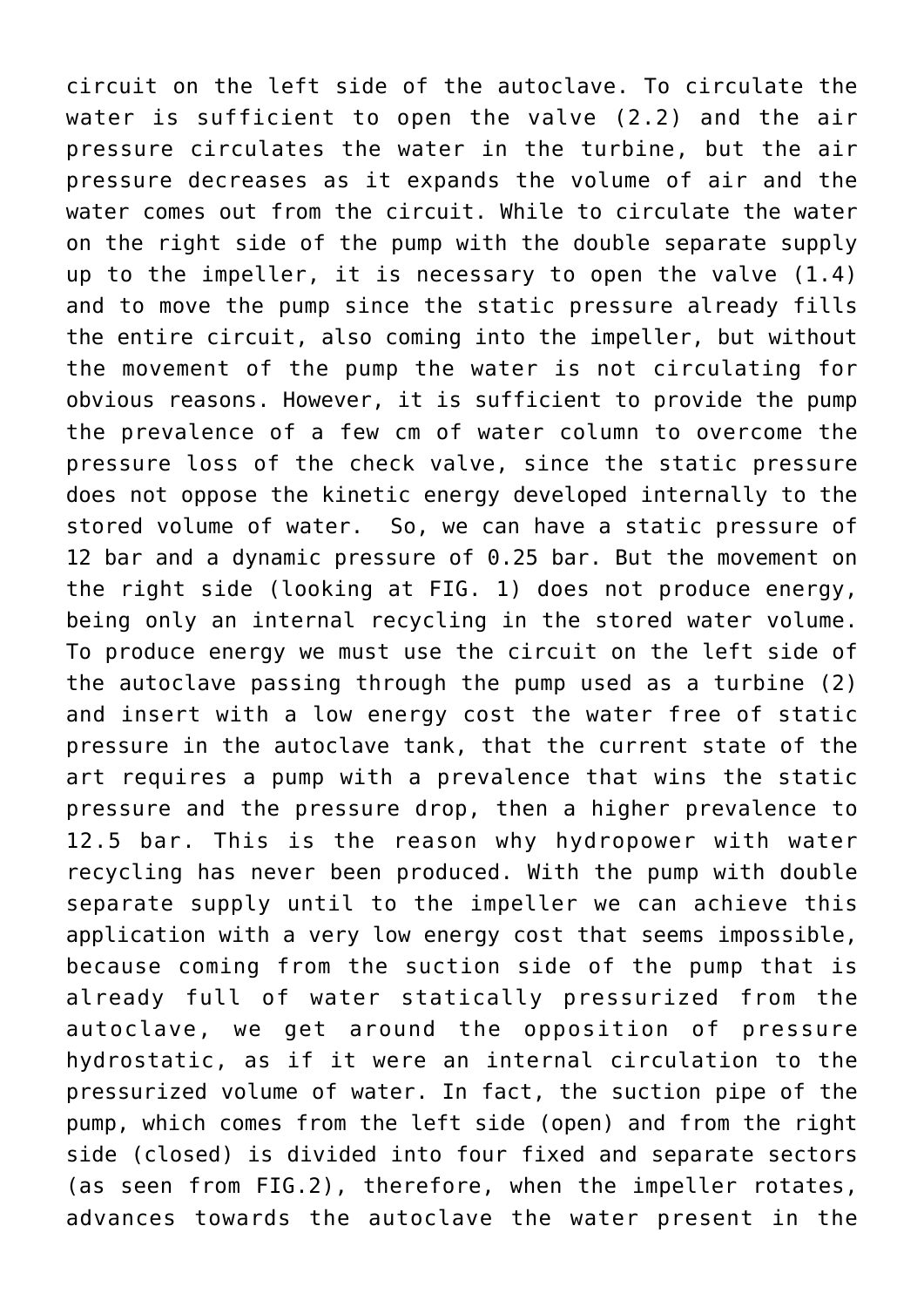circuit on the left side of the autoclave. To circulate the water is sufficient to open the valve (2.2) and the air pressure circulates the water in the turbine, but the air pressure decreases as it expands the volume of air and the water comes out from the circuit. While to circulate the water on the right side of the pump with the double separate supply up to the impeller, it is necessary to open the valve (1.4) and to move the pump since the static pressure already fills the entire circuit, also coming into the impeller, but without the movement of the pump the water is not circulating for obvious reasons. However, it is sufficient to provide the pump the prevalence of a few cm of water column to overcome the pressure loss of the check valve, since the static pressure does not oppose the kinetic energy developed internally to the stored volume of water. So, we can have a static pressure of 12 bar and a dynamic pressure of 0.25 bar. But the movement on the right side (looking at FIG. 1) does not produce energy, being only an internal recycling in the stored water volume. To produce energy we must use the circuit on the left side of the autoclave passing through the pump used as a turbine (2) and insert with a low energy cost the water free of static pressure in the autoclave tank, that the current state of the art requires a pump with a prevalence that wins the static pressure and the pressure drop, then a higher prevalence to 12.5 bar. This is the reason why hydropower with water recycling has never been produced. With the pump with double separate supply until to the impeller we can achieve this application with a very low energy cost that seems impossible, because coming from the suction side of the pump that is already full of water statically pressurized from the autoclave, we get around the opposition of pressure hydrostatic, as if it were an internal circulation to the pressurized volume of water. In fact, the suction pipe of the pump, which comes from the left side (open) and from the right side (closed) is divided into four fixed and separate sectors (as seen from FIG.2), therefore, when the impeller rotates, advances towards the autoclave the water present in the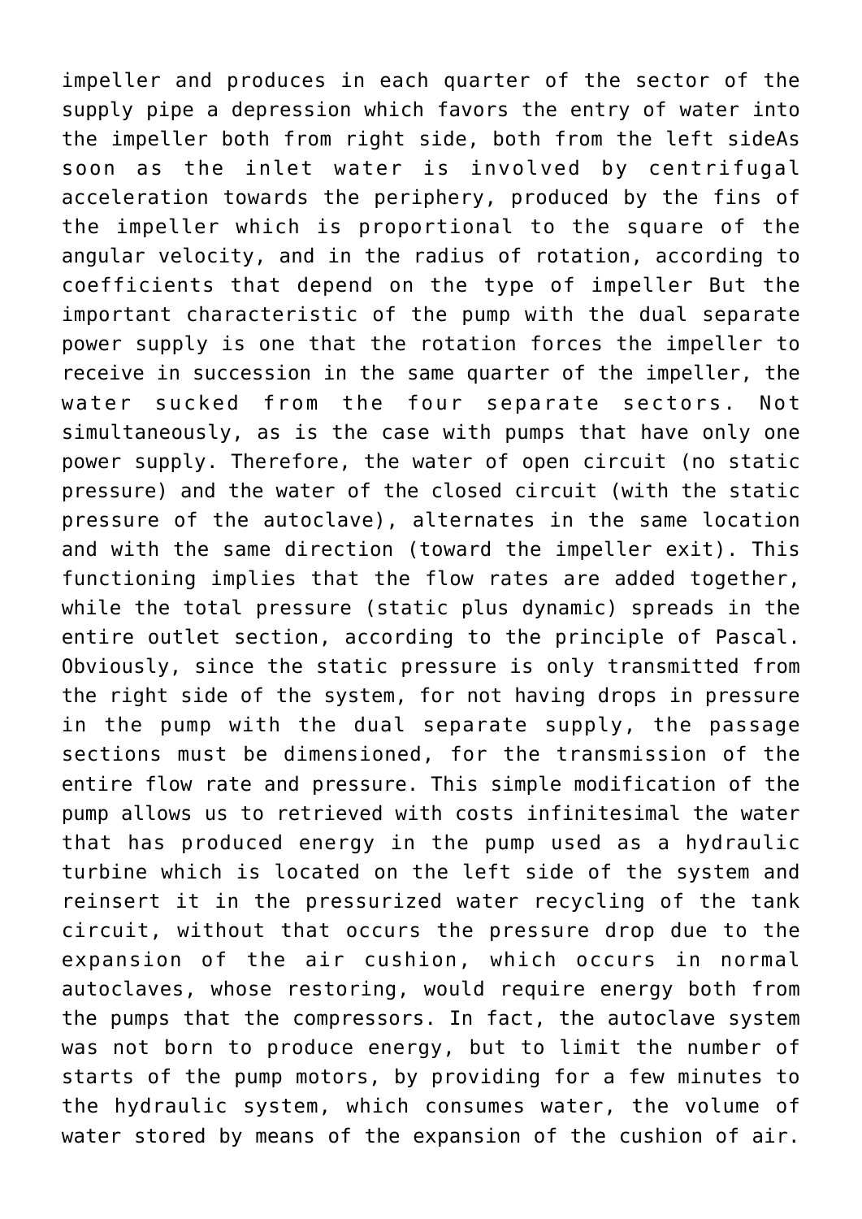impeller and produces in each quarter of the sector of the supply pipe a depression which favors the entry of water into the impeller both from right side, both from the left sideAs soon as the inlet water is involved by centrifugal acceleration towards the periphery, produced by the fins of the impeller which is proportional to the square of the angular velocity, and in the radius of rotation, according to coefficients that depend on the type of impeller But the important characteristic of the pump with the dual separate power supply is one that the rotation forces the impeller to receive in succession in the same quarter of the impeller, the water sucked from the four separate sectors. Not simultaneously, as is the case with pumps that have only one power supply. Therefore, the water of open circuit (no static pressure) and the water of the closed circuit (with the static pressure of the autoclave), alternates in the same location and with the same direction (toward the impeller exit). This functioning implies that the flow rates are added together, while the total pressure (static plus dynamic) spreads in the entire outlet section, according to the principle of Pascal. Obviously, since the static pressure is only transmitted from the right side of the system, for not having drops in pressure in the pump with the dual separate supply, the passage sections must be dimensioned, for the transmission of the entire flow rate and pressure. This simple modification of the pump allows us to retrieved with costs infinitesimal the water that has produced energy in the pump used as a hydraulic turbine which is located on the left side of the system and reinsert it in the pressurized water recycling of the tank circuit, without that occurs the pressure drop due to the expansion of the air cushion, which occurs in normal autoclaves, whose restoring, would require energy both from the pumps that the compressors. In fact, the autoclave system was not born to produce energy, but to limit the number of starts of the pump motors, by providing for a few minutes to the hydraulic system, which consumes water, the volume of water stored by means of the expansion of the cushion of air.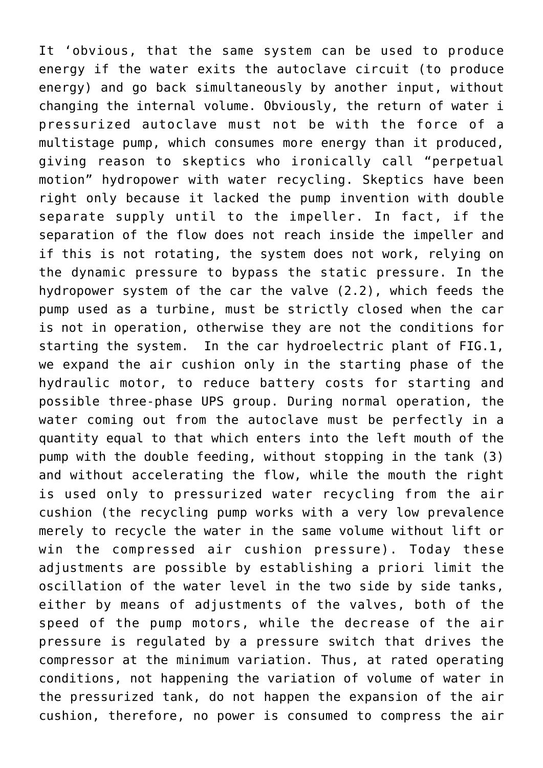It 'obvious, that the same system can be used to produce energy if the water exits the autoclave circuit (to produce energy) and go back simultaneously by another input, without changing the internal volume. Obviously, the return of water i pressurized autoclave must not be with the force of a multistage pump, which consumes more energy than it produced, giving reason to skeptics who ironically call "perpetual motion" hydropower with water recycling. Skeptics have been right only because it lacked the pump invention with double separate supply until to the impeller. In fact, if the separation of the flow does not reach inside the impeller and if this is not rotating, the system does not work, relying on the dynamic pressure to bypass the static pressure. In the hydropower system of the car the valve (2.2), which feeds the pump used as a turbine, must be strictly closed when the car is not in operation, otherwise they are not the conditions for starting the system. In the car hydroelectric plant of FIG.1, we expand the air cushion only in the starting phase of the hydraulic motor, to reduce battery costs for starting and possible three-phase UPS group. During normal operation, the water coming out from the autoclave must be perfectly in a quantity equal to that which enters into the left mouth of the pump with the double feeding, without stopping in the tank (3) and without accelerating the flow, while the mouth the right is used only to pressurized water recycling from the air cushion (the recycling pump works with a very low prevalence merely to recycle the water in the same volume without lift or win the compressed air cushion pressure). Today these adjustments are possible by establishing a priori limit the oscillation of the water level in the two side by side tanks, either by means of adjustments of the valves, both of the speed of the pump motors, while the decrease of the air pressure is regulated by a pressure switch that drives the compressor at the minimum variation. Thus, at rated operating conditions, not happening the variation of volume of water in the pressurized tank, do not happen the expansion of the air cushion, therefore, no power is consumed to compress the air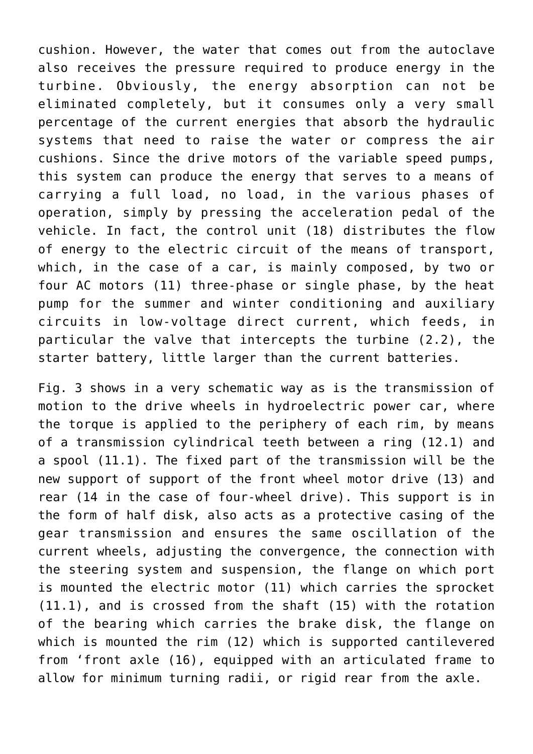cushion. However, the water that comes out from the autoclave also receives the pressure required to produce energy in the turbine. Obviously, the energy absorption can not be eliminated completely, but it consumes only a very small percentage of the current energies that absorb the hydraulic systems that need to raise the water or compress the air cushions. Since the drive motors of the variable speed pumps, this system can produce the energy that serves to a means of carrying a full load, no load, in the various phases of operation, simply by pressing the acceleration pedal of the vehicle. In fact, the control unit (18) distributes the flow of energy to the electric circuit of the means of transport, which, in the case of a car, is mainly composed, by two or four AC motors (11) three-phase or single phase, by the heat pump for the summer and winter conditioning and auxiliary circuits in low-voltage direct current, which feeds, in particular the valve that intercepts the turbine (2.2), the starter battery, little larger than the current batteries.

Fig. 3 shows in a very schematic way as is the transmission of motion to the drive wheels in hydroelectric power car, where the torque is applied to the periphery of each rim, by means of a transmission cylindrical teeth between a ring (12.1) and a spool (11.1). The fixed part of the transmission will be the new support of support of the front wheel motor drive (13) and rear (14 in the case of four-wheel drive). This support is in the form of half disk, also acts as a protective casing of the gear transmission and ensures the same oscillation of the current wheels, adjusting the convergence, the connection with the steering system and suspension, the flange on which port is mounted the electric motor (11) which carries the sprocket (11.1), and is crossed from the shaft (15) with the rotation of the bearing which carries the brake disk, the flange on which is mounted the rim (12) which is supported cantilevered from 'front axle (16), equipped with an articulated frame to allow for minimum turning radii, or rigid rear from the axle.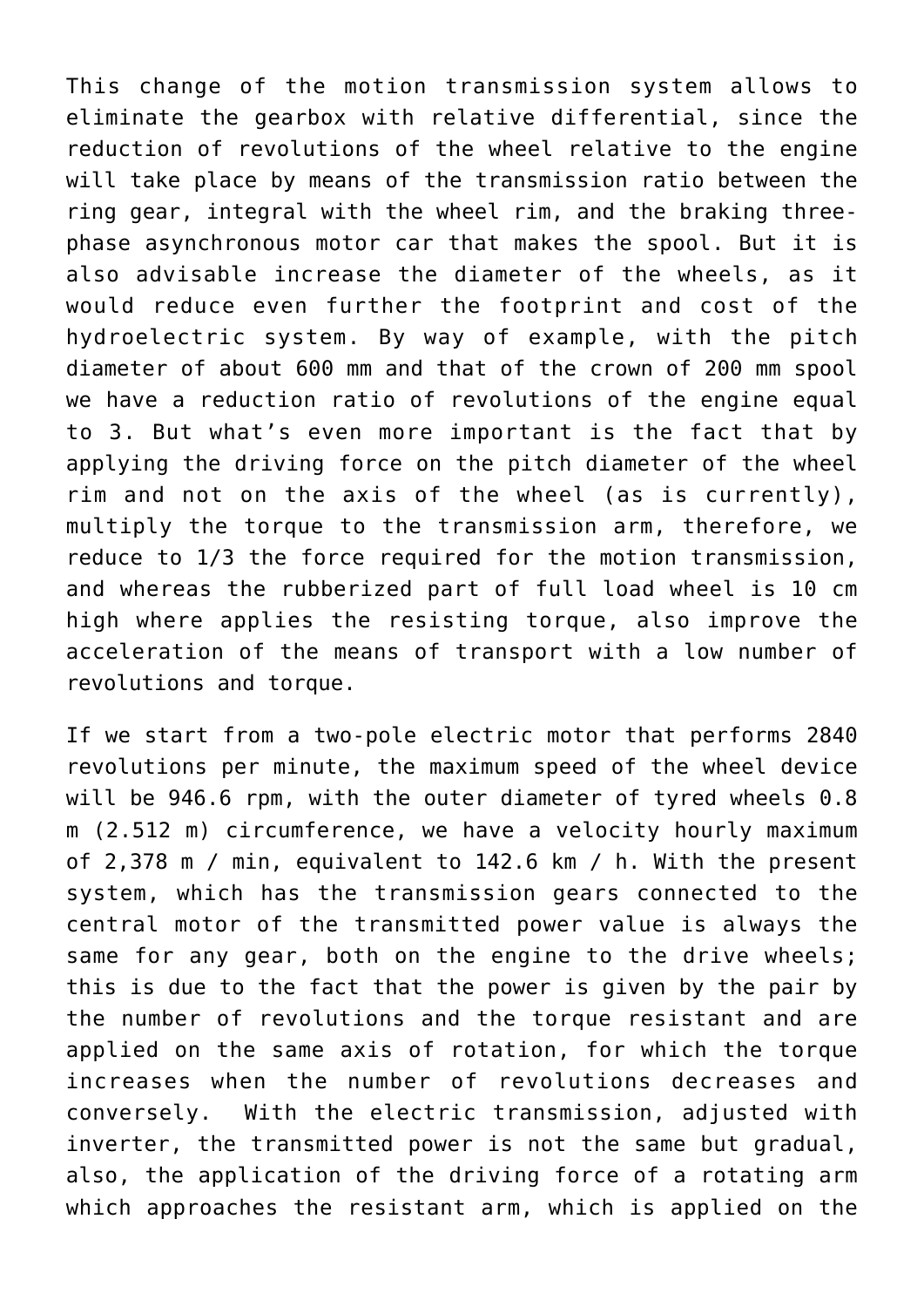This change of the motion transmission system allows to eliminate the gearbox with relative differential, since the reduction of revolutions of the wheel relative to the engine will take place by means of the transmission ratio between the ring gear, integral with the wheel rim, and the braking three-phase asynchronous motor car that makes the spool. But it is also advisable increase the diameter of the wheels, as it would reduce even further the footprint and cost of the hydroelectric system. By way of example, with the pitch diameter of about 600 mm and that of the crown of 200 mm spool we have a reduction ratio of revolutions of the engine equal to 3. But what's even more important is the fact that by applying the driving force on the pitch diameter of the wheel rim and not on the axis of the wheel (as is currently), multiply the torque to the transmission arm, therefore, we reduce to 1/3 the force required for the motion transmission, and whereas the rubberized part of full load wheel is 10 cm high where applies the resisting torque, also improve the acceleration of the means of transport with a low number of revolutions and torque.

If we start from a two-pole electric motor that performs 2840 revolutions per minute, the maximum speed of the wheel device will be 946.6 rpm, with the outer diameter of tyred wheels 0.8 m (2.512 m) circumference, we have a velocity hourly maximum of 2,378 m / min, equivalent to 142.6 km / h. With the present system, which has the transmission gears connected to the central motor of the transmitted power value is always the same for any gear, both on the engine to the drive wheels; this is due to the fact that the power is given by the pair by the number of revolutions and the torque resistant and are applied on the same axis of rotation, for which the torque increases when the number of revolutions decreases and conversely. With the electric transmission, adjusted with inverter, the transmitted power is not the same but gradual, also, the application of the driving force of a rotating arm which approaches the resistant arm, which is applied on the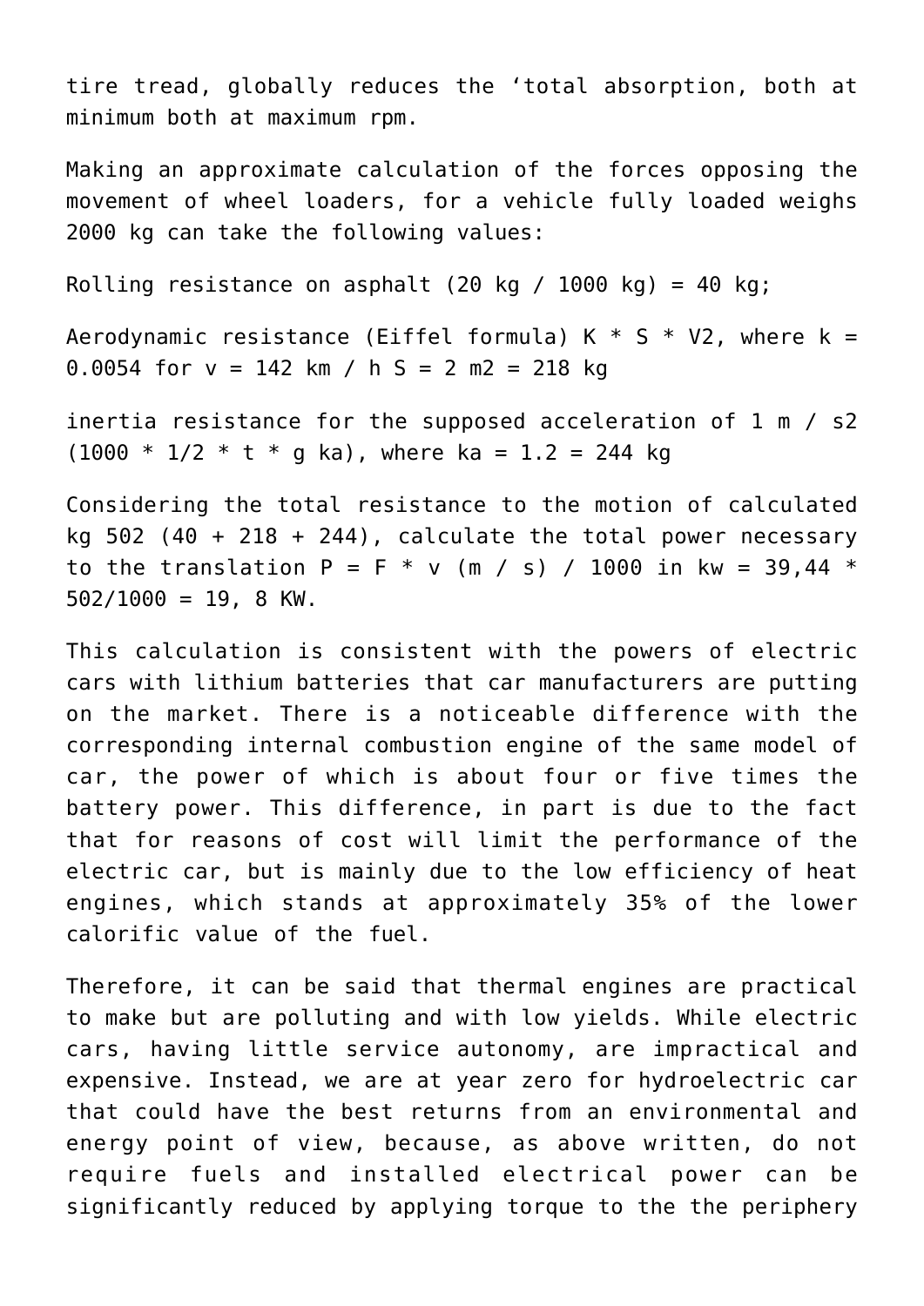tire tread, globally reduces the 'total absorption, both at minimum both at maximum rpm.

Making an approximate calculation of the forces opposing the movement of wheel loaders, for a vehicle fully loaded weighs 2000 kg can take the following values:

Rolling resistance on asphalt (20 kg / 1000 kg) = 40 kg;

Aerodynamic resistance (Eiffel formula) $K * S * V2$, where $k = 0.0054$ for $v = 142$ km / h $S = 2$ m2 = 218 kg

inertia resistance for the supposed acceleration of 1 m / s2 ($1000 * 1/2 * t * g$ ka), where ka = 1.2 = 244 kg

Considering the total resistance to the motion of calculated kg 502 (40 + 218 + 244), calculate the total power necessary to the translation $P = F * v$ (m / s) / 1000 in kw = 39,44 * 502/1000 = 19, 8 KW.

This calculation is consistent with the powers of electric cars with lithium batteries that car manufacturers are putting on the market. There is a noticeable difference with the corresponding internal combustion engine of the same model of car, the power of which is about four or five times the battery power. This difference, in part is due to the fact that for reasons of cost will limit the performance of the electric car, but is mainly due to the low efficiency of heat engines, which stands at approximately 35% of the lower calorific value of the fuel.

Therefore, it can be said that thermal engines are practical to make but are polluting and with low yields. While electric cars, having little service autonomy, are impractical and expensive. Instead, we are at year zero for hydroelectric car that could have the best returns from an environmental and energy point of view, because, as above written, do not require fuels and installed electrical power can be significantly reduced by applying torque to the the periphery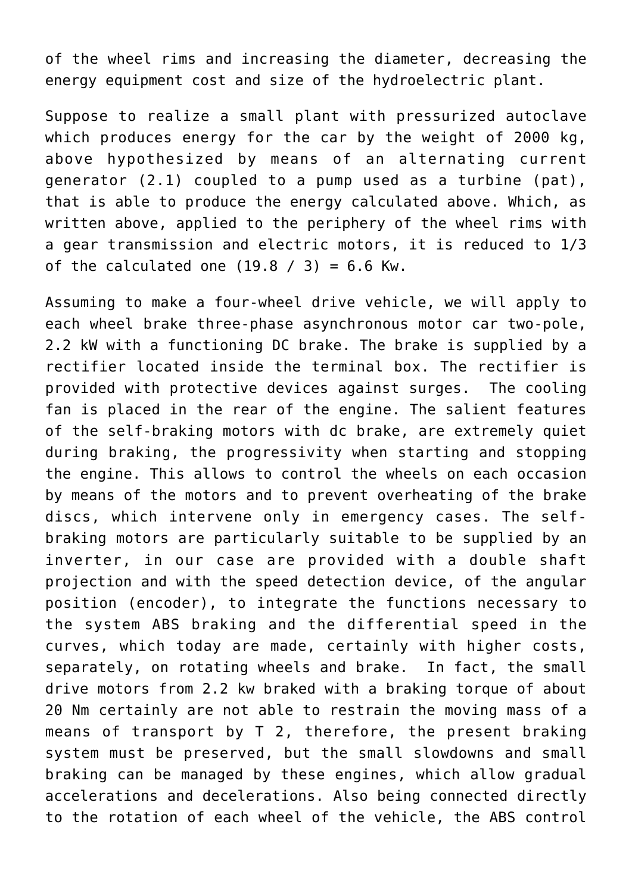of the wheel rims and increasing the diameter, decreasing the energy equipment cost and size of the hydroelectric plant.

Suppose to realize a small plant with pressurized autoclave which produces energy for the car by the weight of 2000 kg, above hypothesized by means of an alternating current generator (2.1) coupled to a pump used as a turbine (pat), that is able to produce the energy calculated above. Which, as written above, applied to the periphery of the wheel rims with a gear transmission and electric motors, it is reduced to 1/3 of the calculated one (19.8 / 3) = 6.6 Kw.

Assuming to make a four-wheel drive vehicle, we will apply to each wheel brake three-phase asynchronous motor car two-pole, 2.2 kW with a functioning DC brake. The brake is supplied by a rectifier located inside the terminal box. The rectifier is provided with protective devices against surges. The cooling fan is placed in the rear of the engine. The salient features of the self-braking motors with dc brake, are extremely quiet during braking, the progressivity when starting and stopping the engine. This allows to control the wheels on each occasion by means of the motors and to prevent overheating of the brake discs, which intervene only in emergency cases. The self-braking motors are particularly suitable to be supplied by an inverter, in our case are provided with a double shaft projection and with the speed detection device, of the angular position (encoder), to integrate the functions necessary to the system ABS braking and the differential speed in the curves, which today are made, certainly with higher costs, separately, on rotating wheels and brake. In fact, the small drive motors from 2.2 kw braked with a braking torque of about 20 Nm certainly are not able to restrain the moving mass of a means of transport by T 2, therefore, the present braking system must be preserved, but the small slowdowns and small braking can be managed by these engines, which allow gradual accelerations and decelerations. Also being connected directly to the rotation of each wheel of the vehicle, the ABS control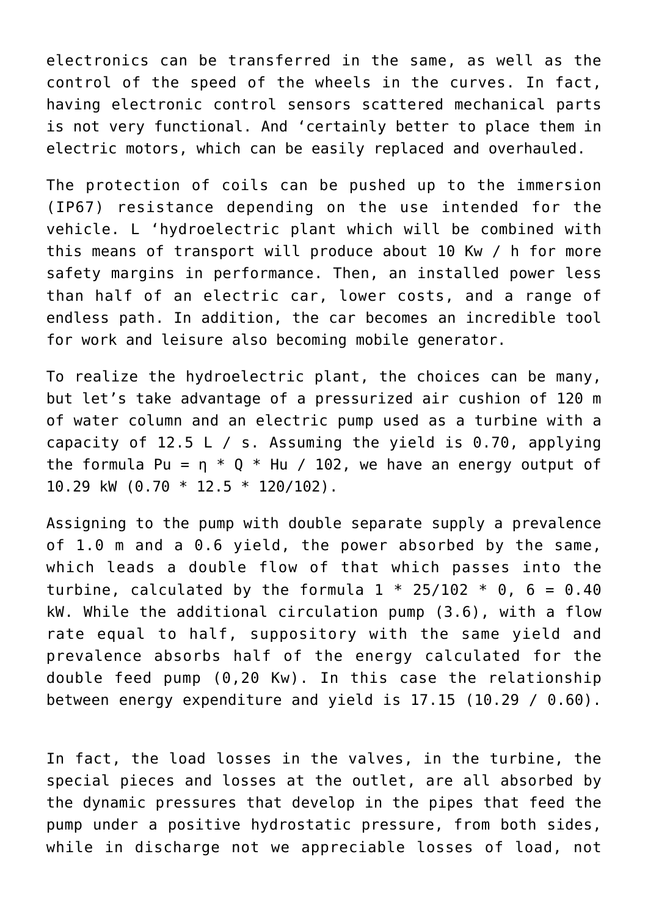electronics can be transferred in the same, as well as the control of the speed of the wheels in the curves. In fact, having electronic control sensors scattered mechanical parts is not very functional. And 'certainly better to place them in electric motors, which can be easily replaced and overhauled.

The protection of coils can be pushed up to the immersion (IP67) resistance depending on the use intended for the vehicle. L 'hydroelectric plant which will be combined with this means of transport will produce about 10 Kw / h for more safety margins in performance. Then, an installed power less than half of an electric car, lower costs, and a range of endless path. In addition, the car becomes an incredible tool for work and leisure also becoming mobile generator.

To realize the hydroelectric plant, the choices can be many, but let's take advantage of a pressurized air cushion of 120 m of water column and an electric pump used as a turbine with a capacity of 12.5 L / s. Assuming the yield is 0.70, applying the formula $Pu = \eta * Q * Hu / 102$, we have an energy output of 10.29 kW (0.70 * 12.5 * 120/102).

Assigning to the pump with double separate supply a prevalence of 1.0 m and a 0.6 yield, the power absorbed by the same, which leads a double flow of that which passes into the turbine, calculated by the formula 1 * 25/102 * 0, 6 = 0.40 kW. While the additional circulation pump (3.6), with a flow rate equal to half, suppository with the same yield and prevalence absorbs half of the energy calculated for the double feed pump (0,20 Kw). In this case the relationship between energy expenditure and yield is 17.15 (10.29 / 0.60).

In fact, the load losses in the valves, in the turbine, the special pieces and losses at the outlet, are all absorbed by the dynamic pressures that develop in the pipes that feed the pump under a positive hydrostatic pressure, from both sides, while in discharge not we appreciable losses of load, not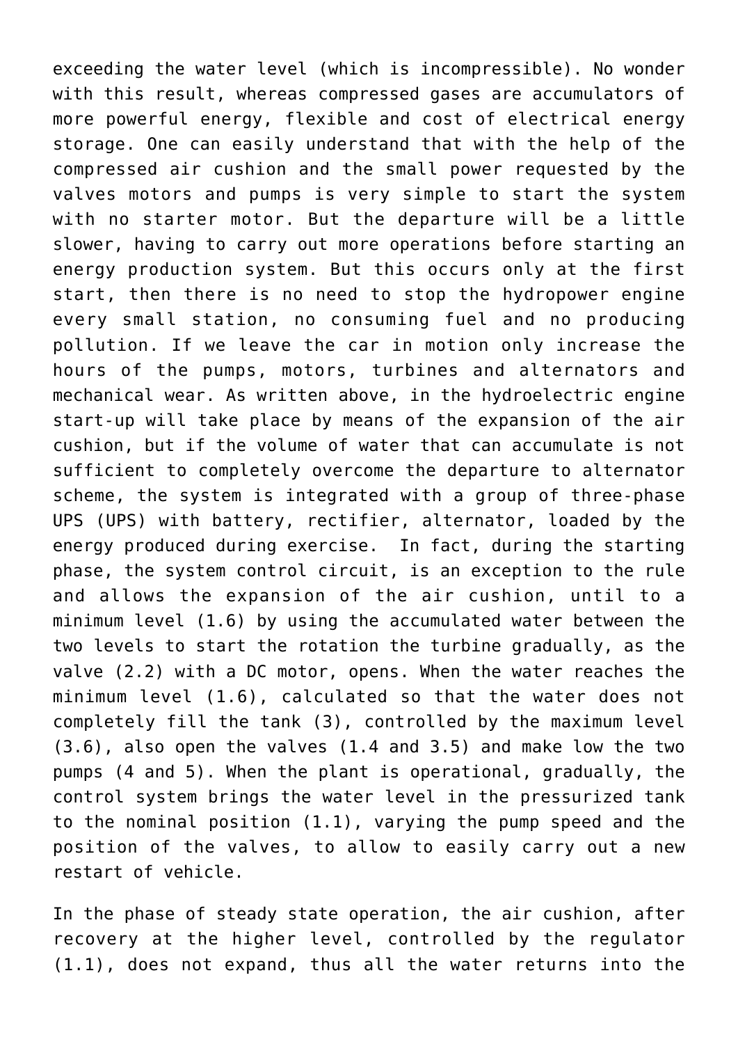exceeding the water level (which is incompressible). No wonder with this result, whereas compressed gases are accumulators of more powerful energy, flexible and cost of electrical energy storage. One can easily understand that with the help of the compressed air cushion and the small power requested by the valves motors and pumps is very simple to start the system with no starter motor. But the departure will be a little slower, having to carry out more operations before starting an energy production system. But this occurs only at the first start, then there is no need to stop the hydropower engine every small station, no consuming fuel and no producing pollution. If we leave the car in motion only increase the hours of the pumps, motors, turbines and alternators and mechanical wear. As written above, in the hydroelectric engine start-up will take place by means of the expansion of the air cushion, but if the volume of water that can accumulate is not sufficient to completely overcome the departure to alternator scheme, the system is integrated with a group of three-phase UPS (UPS) with battery, rectifier, alternator, loaded by the energy produced during exercise. In fact, during the starting phase, the system control circuit, is an exception to the rule and allows the expansion of the air cushion, until to a minimum level (1.6) by using the accumulated water between the two levels to start the rotation the turbine gradually, as the valve (2.2) with a DC motor, opens. When the water reaches the minimum level (1.6), calculated so that the water does not completely fill the tank (3), controlled by the maximum level (3.6), also open the valves (1.4 and 3.5) and make low the two pumps (4 and 5). When the plant is operational, gradually, the control system brings the water level in the pressurized tank to the nominal position (1.1), varying the pump speed and the position of the valves, to allow to easily carry out a new restart of vehicle.

In the phase of steady state operation, the air cushion, after recovery at the higher level, controlled by the regulator (1.1), does not expand, thus all the water returns into the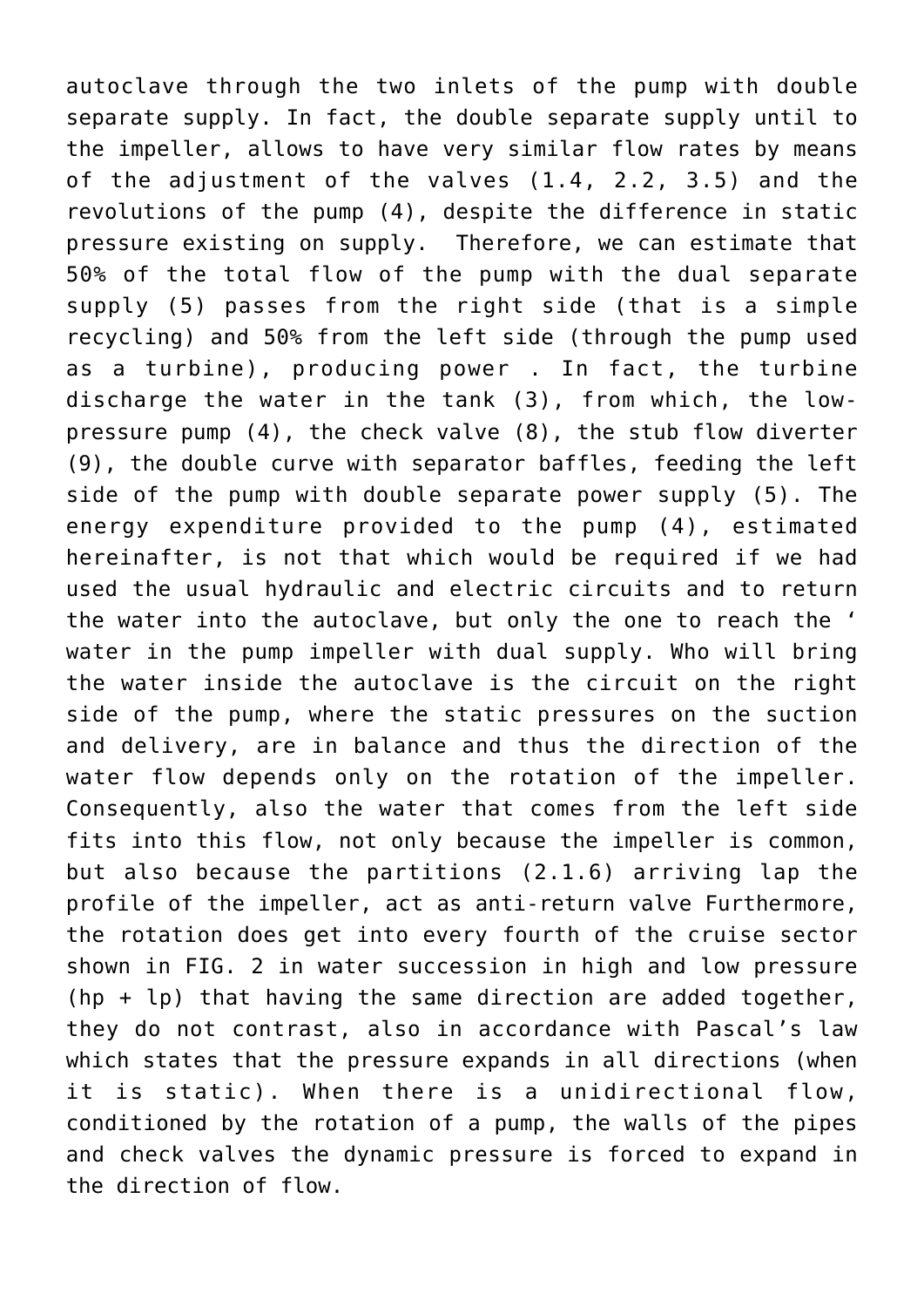autoclave through the two inlets of the pump with double separate supply. In fact, the double separate supply until to the impeller, allows to have very similar flow rates by means of the adjustment of the valves (1.4, 2.2, 3.5) and the revolutions of the pump (4), despite the difference in static pressure existing on supply. Therefore, we can estimate that 50% of the total flow of the pump with the dual separate supply (5) passes from the right side (that is a simple recycling) and 50% from the left side (through the pump used as a turbine), producing power . In fact, the turbine discharge the water in the tank (3), from which, the low-pressure pump (4), the check valve (8), the stub flow diverter (9), the double curve with separator baffles, feeding the left side of the pump with double separate power supply (5). The energy expenditure provided to the pump (4), estimated hereinafter, is not that which would be required if we had used the usual hydraulic and electric circuits and to return the water into the autoclave, but only the one to reach the ' water in the pump impeller with dual supply. Who will bring the water inside the autoclave is the circuit on the right side of the pump, where the static pressures on the suction and delivery, are in balance and thus the direction of the water flow depends only on the rotation of the impeller. Consequently, also the water that comes from the left side fits into this flow, not only because the impeller is common, but also because the partitions (2.1.6) arriving lap the profile of the impeller, act as anti-return valve Furthermore, the rotation does get into every fourth of the cruise sector shown in FIG. 2 in water succession in high and low pressure (hp + lp) that having the same direction are added together, they do not contrast, also in accordance with Pascal's law which states that the pressure expands in all directions (when it is static). When there is a unidirectional flow, conditioned by the rotation of a pump, the walls of the pipes and check valves the dynamic pressure is forced to expand in the direction of flow.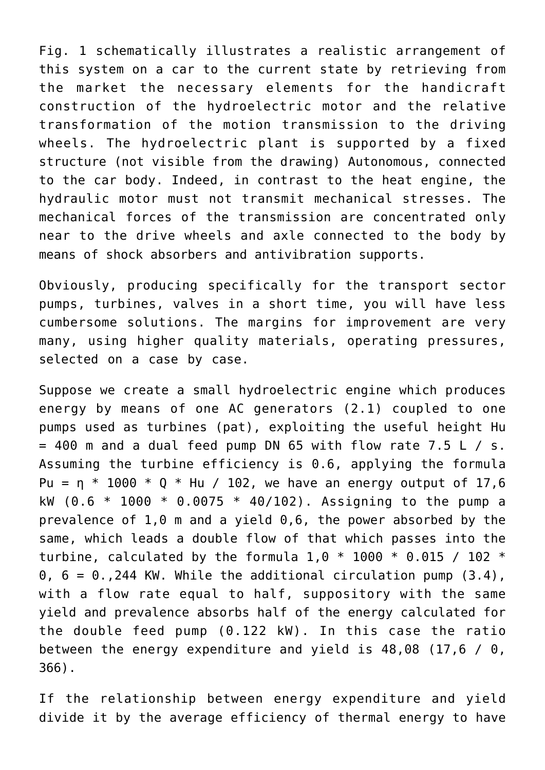Fig. 1 schematically illustrates a realistic arrangement of this system on a car to the current state by retrieving from the market the necessary elements for the handicraft construction of the hydroelectric motor and the relative transformation of the motion transmission to the driving wheels. The hydroelectric plant is supported by a fixed structure (not visible from the drawing) Autonomous, connected to the car body. Indeed, in contrast to the heat engine, the hydraulic motor must not transmit mechanical stresses. The mechanical forces of the transmission are concentrated only near to the drive wheels and axle connected to the body by means of shock absorbers and antivibration supports.

Obviously, producing specifically for the transport sector pumps, turbines, valves in a short time, you will have less cumbersome solutions. The margins for improvement are very many, using higher quality materials, operating pressures, selected on a case by case.

Suppose we create a small hydroelectric engine which produces energy by means of one AC generators (2.1) coupled to one pumps used as turbines (pat), exploiting the useful height Hu = 400 m and a dual feed pump DN 65 with flow rate 7.5 L / s. Assuming the turbine efficiency is 0.6, applying the formula Pu = η * 1000 * Q * Hu / 102, we have an energy output of 17,6 kW (0.6 * 1000 * 0.0075 * 40/102). Assigning to the pump a prevalence of 1,0 m and a yield 0,6, the power absorbed by the same, which leads a double flow of that which passes into the turbine, calculated by the formula 1,0 * 1000 * 0.015 / 102 * 0, 6 = 0.,244 KW. While the additional circulation pump (3.4), with a flow rate equal to half, suppository with the same yield and prevalence absorbs half of the energy calculated for the double feed pump (0.122 kW). In this case the ratio between the energy expenditure and yield is 48,08 (17,6 / 0, 366).

If the relationship between energy expenditure and yield divide it by the average efficiency of thermal energy to have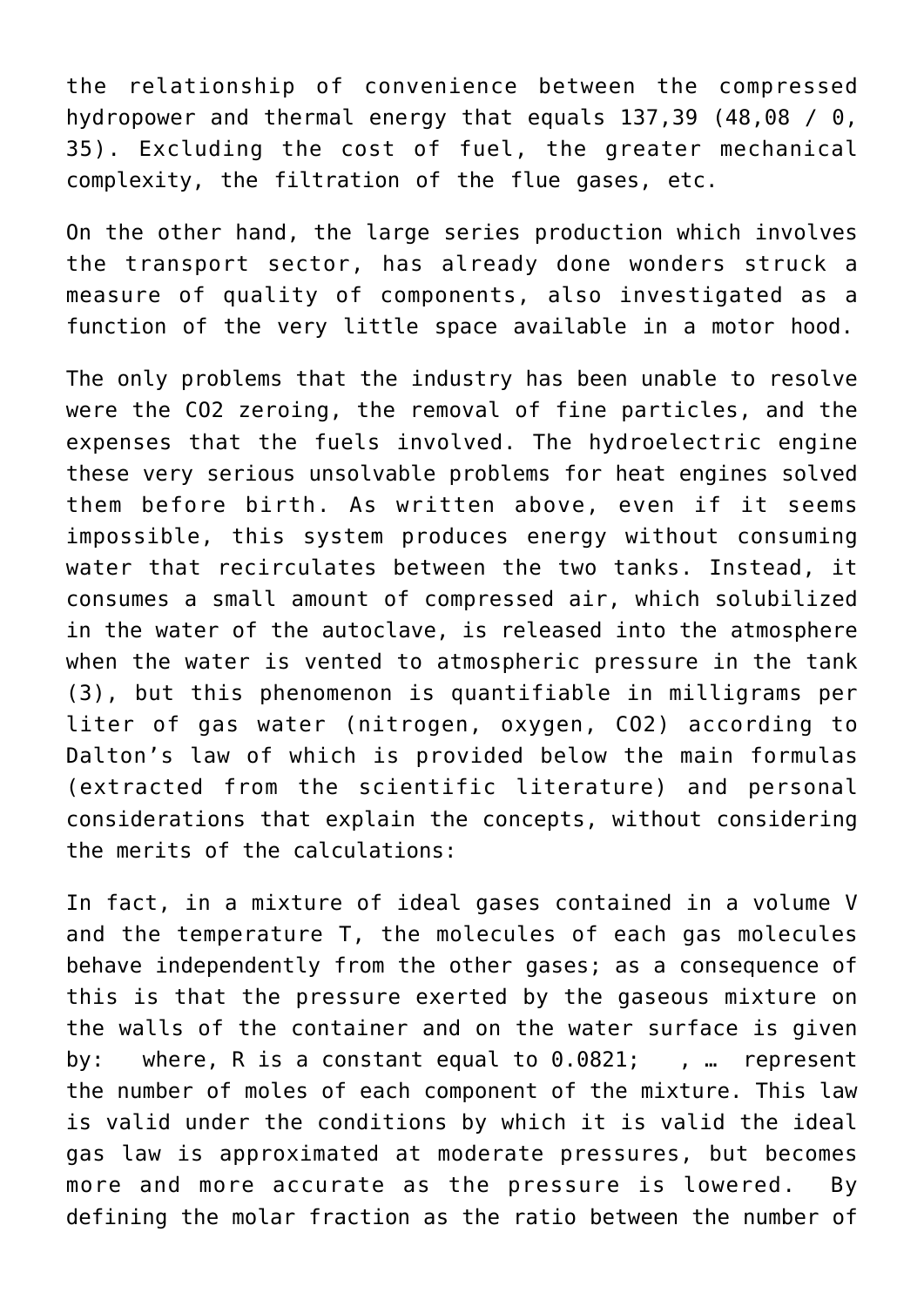the relationship of convenience between the compressed hydropower and thermal energy that equals 137,39 (48,08 / 0, 35). Excluding the cost of fuel, the greater mechanical complexity, the filtration of the flue gases, etc.

On the other hand, the large series production which involves the transport sector, has already done wonders struck a measure of quality of components, also investigated as a function of the very little space available in a motor hood.

The only problems that the industry has been unable to resolve were the $CO_2$ zeroing, the removal of fine particles, and the expenses that the fuels involved. The hydroelectric engine these very serious unsolvable problems for heat engines solved them before birth. As written above, even if it seems impossible, this system produces energy without consuming water that recirculates between the two tanks. Instead, it consumes a small amount of compressed air, which solubilized in the water of the autoclave, is released into the atmosphere when the water is vented to atmospheric pressure in the tank (3), but this phenomenon is quantifiable in milligrams per liter of gas water (nitrogen, oxygen, $CO_2$) according to Dalton's law of which is provided below the main formulas (extracted from the scientific literature) and personal considerations that explain the concepts, without considering the merits of the calculations:

In fact, in a mixture of ideal gases contained in a volume V and the temperature T, the molecules of each gas molecules behave independently from the other gases; as a consequence of this is that the pressure exerted by the gaseous mixture on the walls of the container and on the water surface is given by:  where, R is a constant equal to 0.0821;  , … represent the number of moles of each component of the mixture. This law is valid under the conditions by which it is valid the ideal gas law is approximated at moderate pressures, but becomes more and more accurate as the pressure is lowered.  By defining the molar fraction as the ratio between the number of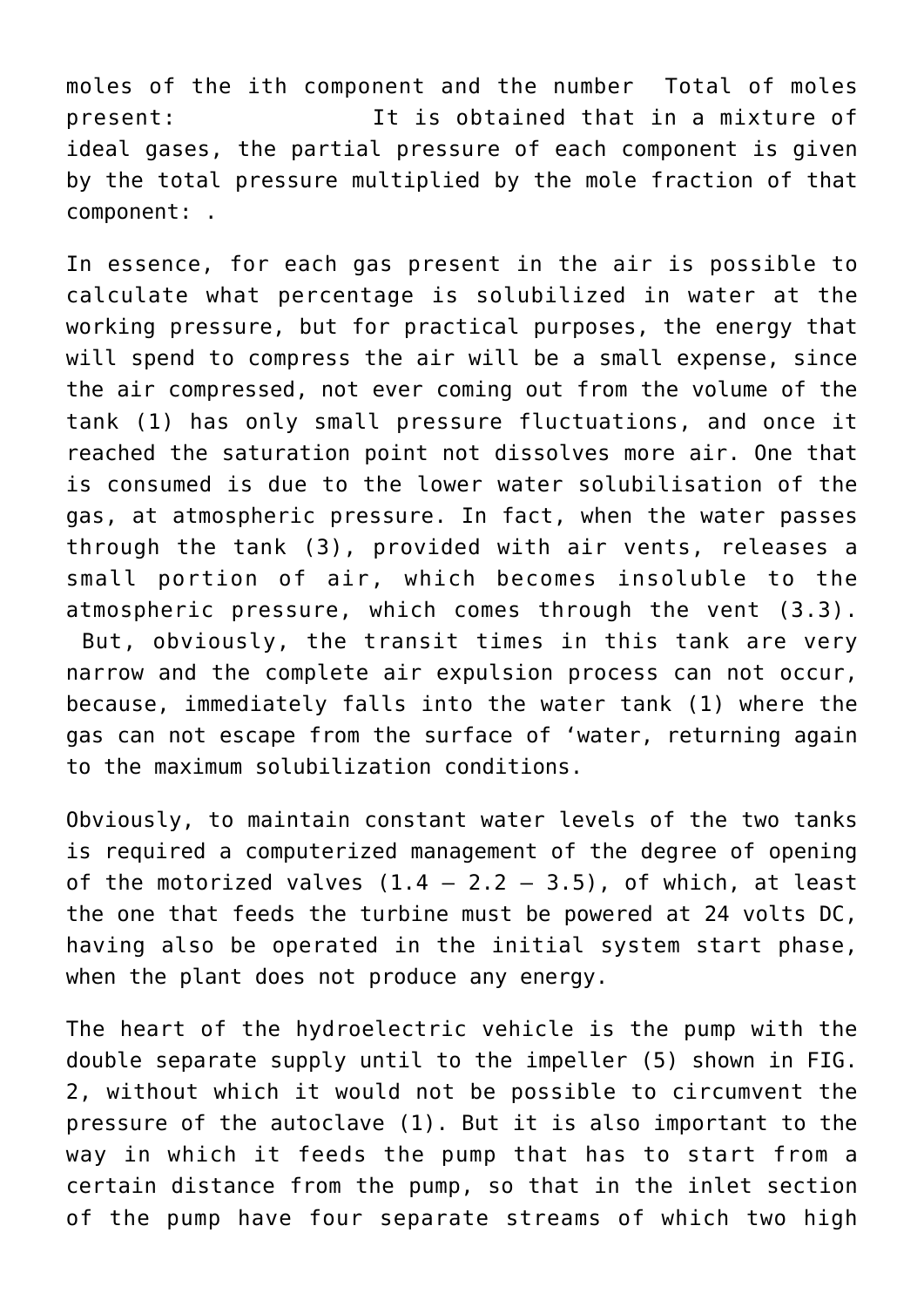moles of the ith component and the number Total of moles present: It is obtained that in a mixture of ideal gases, the partial pressure of each component is given by the total pressure multiplied by the mole fraction of that component: .

In essence, for each gas present in the air is possible to calculate what percentage is solubilized in water at the working pressure, but for practical purposes, the energy that will spend to compress the air will be a small expense, since the air compressed, not ever coming out from the volume of the tank (1) has only small pressure fluctuations, and once it reached the saturation point not dissolves more air. One that is consumed is due to the lower water solubilisation of the gas, at atmospheric pressure. In fact, when the water passes through the tank (3), provided with air vents, releases a small portion of air, which becomes insoluble to the atmospheric pressure, which comes through the vent (3.3). But, obviously, the transit times in this tank are very narrow and the complete air expulsion process can not occur, because, immediately falls into the water tank (1) where the gas can not escape from the surface of 'water, returning again to the maximum solubilization conditions.

Obviously, to maintain constant water levels of the two tanks is required a computerized management of the degree of opening of the motorized valves (1.4 – 2.2 – 3.5), of which, at least the one that feeds the turbine must be powered at 24 volts DC, having also be operated in the initial system start phase, when the plant does not produce any energy.

The heart of the hydroelectric vehicle is the pump with the double separate supply until to the impeller (5) shown in FIG. 2, without which it would not be possible to circumvent the pressure of the autoclave (1). But it is also important to the way in which it feeds the pump that has to start from a certain distance from the pump, so that in the inlet section of the pump have four separate streams of which two high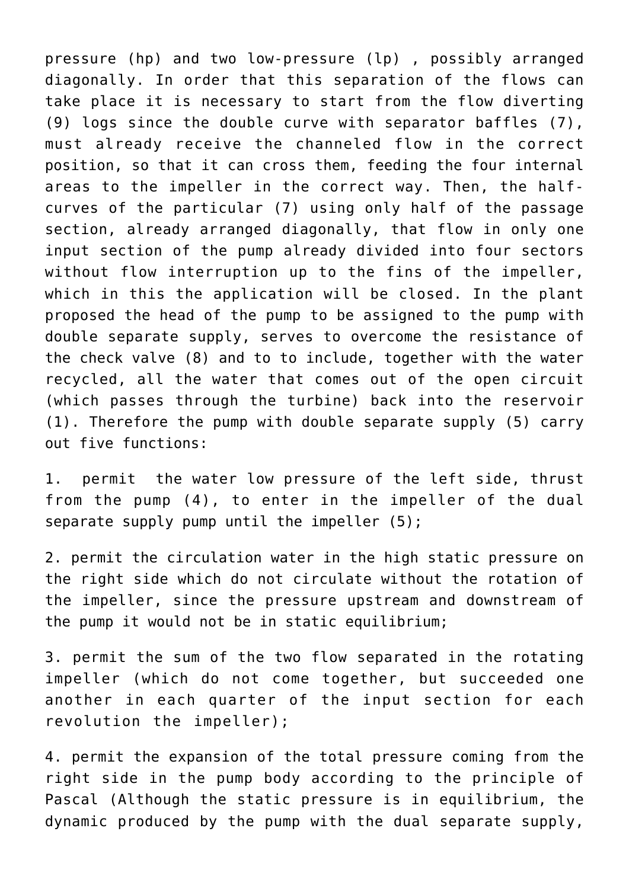pressure (hp) and two low-pressure (lp) , possibly arranged diagonally. In order that this separation of the flows can take place it is necessary to start from the flow diverting (9) logs since the double curve with separator baffles (7), must already receive the channeled flow in the correct position, so that it can cross them, feeding the four internal areas to the impeller in the correct way. Then, the half-curves of the particular (7) using only half of the passage section, already arranged diagonally, that flow in only one input section of the pump already divided into four sectors without flow interruption up to the fins of the impeller, which in this the application will be closed. In the plant proposed the head of the pump to be assigned to the pump with double separate supply, serves to overcome the resistance of the check valve (8) and to to include, together with the water recycled, all the water that comes out of the open circuit (which passes through the turbine) back into the reservoir (1). Therefore the pump with double separate supply (5) carry out five functions:

1. permit the water low pressure of the left side, thrust from the pump (4), to enter in the impeller of the dual separate supply pump until the impeller (5);

2. permit the circulation water in the high static pressure on the right side which do not circulate without the rotation of the impeller, since the pressure upstream and downstream of the pump it would not be in static equilibrium;

3. permit the sum of the two flow separated in the rotating impeller (which do not come together, but succeeded one another in each quarter of the input section for each revolution the impeller);

4. permit the expansion of the total pressure coming from the right side in the pump body according to the principle of Pascal (Although the static pressure is in equilibrium, the dynamic produced by the pump with the dual separate supply,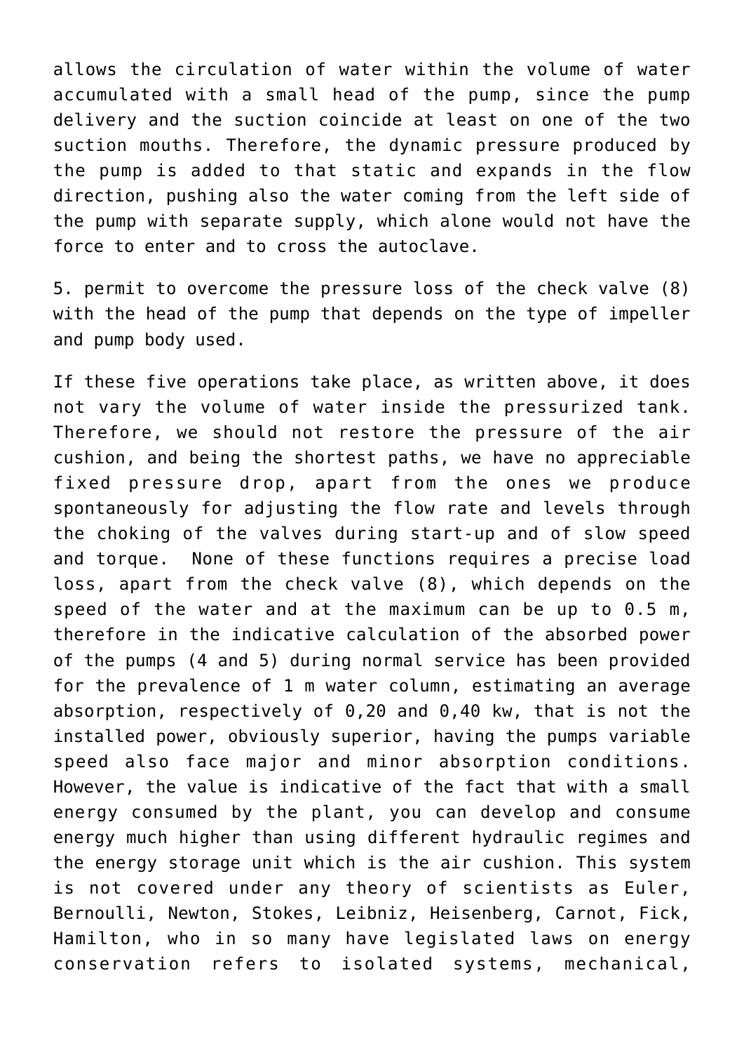allows the circulation of water within the volume of water accumulated with a small head of the pump, since the pump delivery and the suction coincide at least on one of the two suction mouths. Therefore, the dynamic pressure produced by the pump is added to that static and expands in the flow direction, pushing also the water coming from the left side of the pump with separate supply, which alone would not have the force to enter and to cross the autoclave.

5. permit to overcome the pressure loss of the check valve (8) with the head of the pump that depends on the type of impeller and pump body used.

If these five operations take place, as written above, it does not vary the volume of water inside the pressurized tank. Therefore, we should not restore the pressure of the air cushion, and being the shortest paths, we have no appreciable fixed pressure drop, apart from the ones we produce spontaneously for adjusting the flow rate and levels through the choking of the valves during start-up and of slow speed and torque. None of these functions requires a precise load loss, apart from the check valve (8), which depends on the speed of the water and at the maximum can be up to 0.5 m, therefore in the indicative calculation of the absorbed power of the pumps (4 and 5) during normal service has been provided for the prevalence of 1 m water column, estimating an average absorption, respectively of 0,20 and 0,40 kw, that is not the installed power, obviously superior, having the pumps variable speed also face major and minor absorption conditions. However, the value is indicative of the fact that with a small energy consumed by the plant, you can develop and consume energy much higher than using different hydraulic regimes and the energy storage unit which is the air cushion. This system is not covered under any theory of scientists as Euler, Bernoulli, Newton, Stokes, Leibniz, Heisenberg, Carnot, Fick, Hamilton, who in so many have legislated laws on energy conservation refers to isolated systems, mechanical,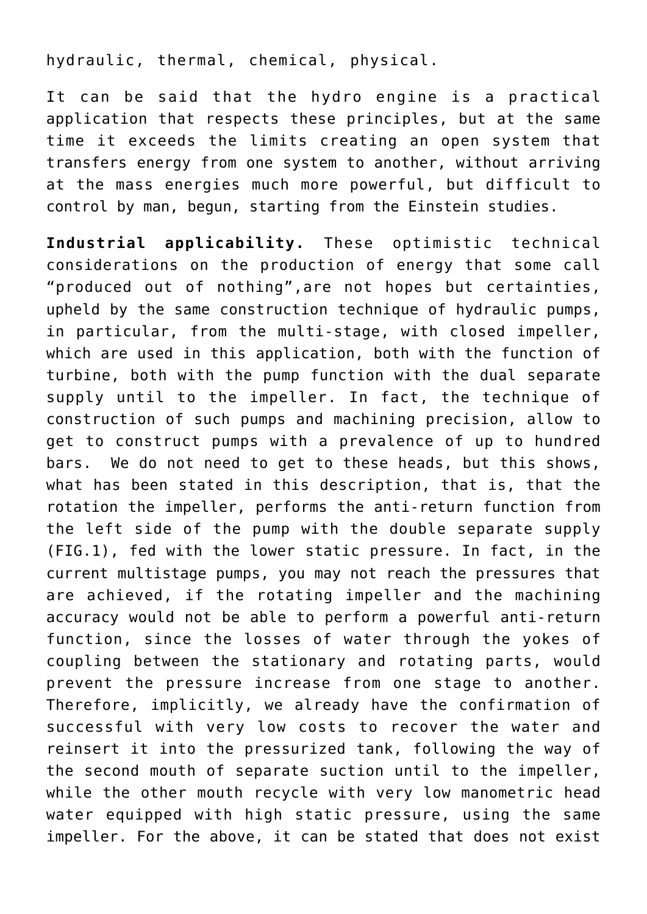hydraulic, thermal, chemical, physical.

It can be said that the hydro engine is a practical application that respects these principles, but at the same time it exceeds the limits creating an open system that transfers energy from one system to another, without arriving at the mass energies much more powerful, but difficult to control by man, begun, starting from the Einstein studies.

**Industrial applicability.** These optimistic technical considerations on the production of energy that some call "produced out of nothing",are not hopes but certainties, upheld by the same construction technique of hydraulic pumps, in particular, from the multi-stage, with closed impeller, which are used in this application, both with the function of turbine, both with the pump function with the dual separate supply until to the impeller. In fact, the technique of construction of such pumps and machining precision, allow to get to construct pumps with a prevalence of up to hundred bars. We do not need to get to these heads, but this shows, what has been stated in this description, that is, that the rotation the impeller, performs the anti-return function from the left side of the pump with the double separate supply (FIG.1), fed with the lower static pressure. In fact, in the current multistage pumps, you may not reach the pressures that are achieved, if the rotating impeller and the machining accuracy would not be able to perform a powerful anti-return function, since the losses of water through the yokes of coupling between the stationary and rotating parts, would prevent the pressure increase from one stage to another. Therefore, implicitly, we already have the confirmation of successful with very low costs to recover the water and reinsert it into the pressurized tank, following the way of the second mouth of separate suction until to the impeller, while the other mouth recycle with very low manometric head water equipped with high static pressure, using the same impeller. For the above, it can be stated that does not exist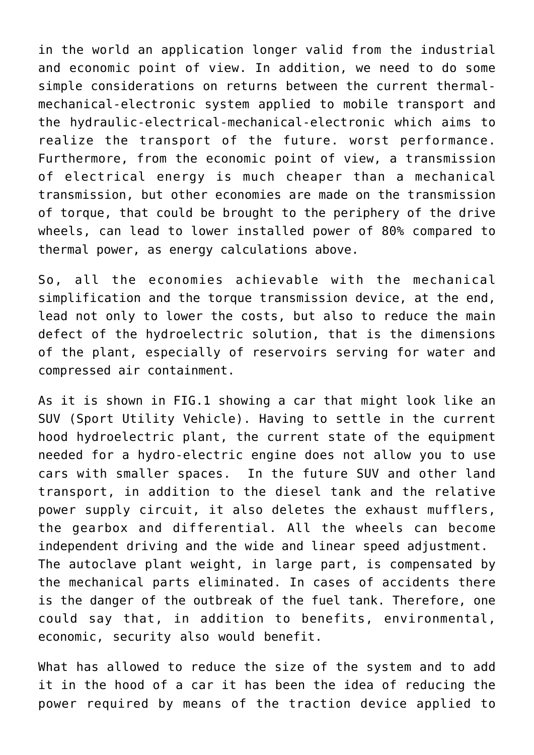in the world an application longer valid from the industrial and economic point of view. In addition, we need to do some simple considerations on returns between the current thermal-mechanical-electronic system applied to mobile transport and the hydraulic-electrical-mechanical-electronic which aims to realize the transport of the future. worst performance. Furthermore, from the economic point of view, a transmission of electrical energy is much cheaper than a mechanical transmission, but other economies are made on the transmission of torque, that could be brought to the periphery of the drive wheels, can lead to lower installed power of 80% compared to thermal power, as energy calculations above.

So, all the economies achievable with the mechanical simplification and the torque transmission device, at the end, lead not only to lower the costs, but also to reduce the main defect of the hydroelectric solution, that is the dimensions of the plant, especially of reservoirs serving for water and compressed air containment.

As it is shown in FIG.1 showing a car that might look like an SUV (Sport Utility Vehicle). Having to settle in the current hood hydroelectric plant, the current state of the equipment needed for a hydro-electric engine does not allow you to use cars with smaller spaces. In the future SUV and other land transport, in addition to the diesel tank and the relative power supply circuit, it also deletes the exhaust mufflers, the gearbox and differential. All the wheels can become independent driving and the wide and linear speed adjustment. The autoclave plant weight, in large part, is compensated by the mechanical parts eliminated. In cases of accidents there is the danger of the outbreak of the fuel tank. Therefore, one could say that, in addition to benefits, environmental, economic, security also would benefit.

What has allowed to reduce the size of the system and to add it in the hood of a car it has been the idea of reducing the power required by means of the traction device applied to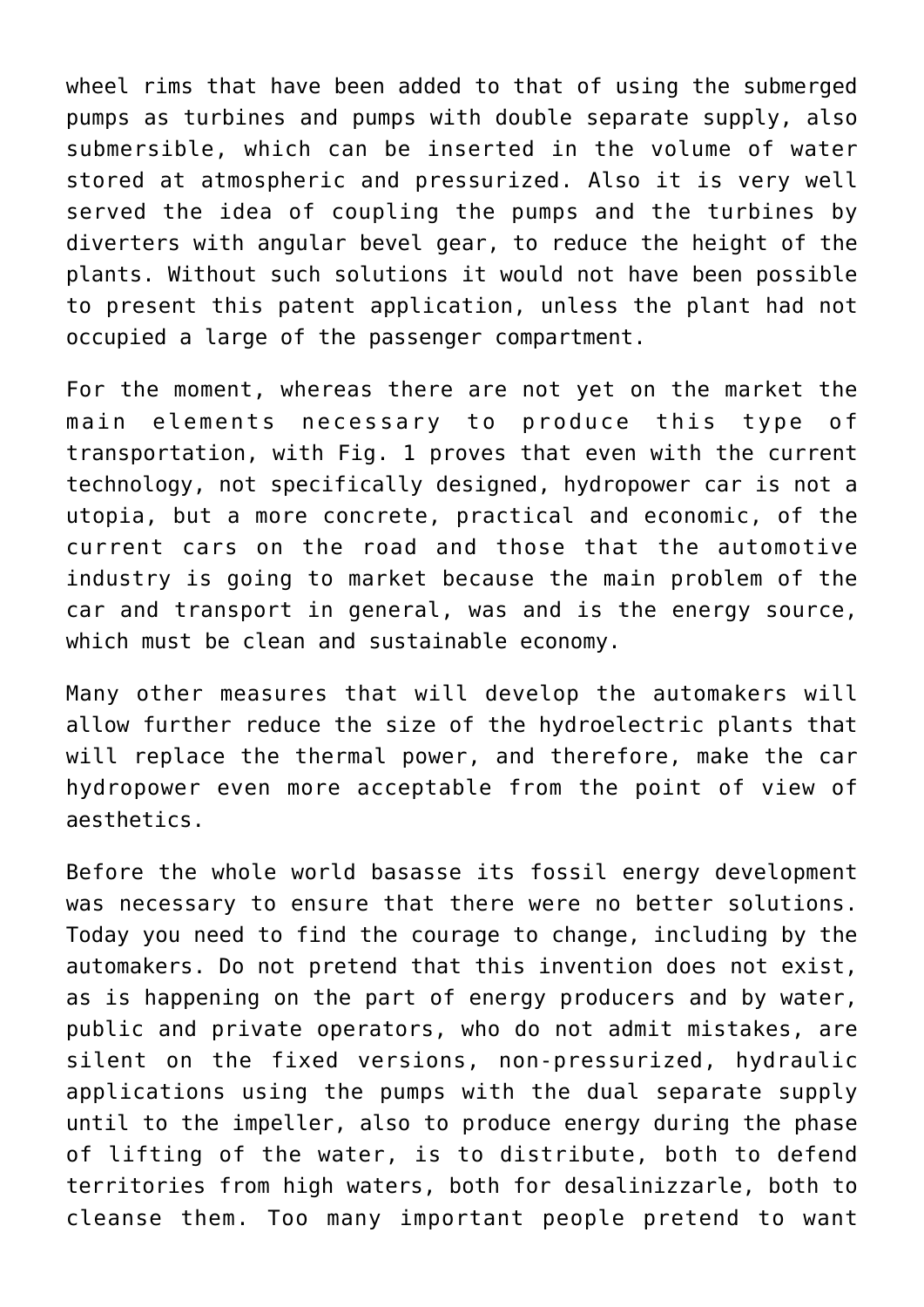wheel rims that have been added to that of using the submerged pumps as turbines and pumps with double separate supply, also submersible, which can be inserted in the volume of water stored at atmospheric and pressurized. Also it is very well served the idea of coupling the pumps and the turbines by diverters with angular bevel gear, to reduce the height of the plants. Without such solutions it would not have been possible to present this patent application, unless the plant had not occupied a large of the passenger compartment.

For the moment, whereas there are not yet on the market the main elements necessary to produce this type of transportation, with Fig. 1 proves that even with the current technology, not specifically designed, hydropower car is not a utopia, but a more concrete, practical and economic, of the current cars on the road and those that the automotive industry is going to market because the main problem of the car and transport in general, was and is the energy source, which must be clean and sustainable economy.

Many other measures that will develop the automakers will allow further reduce the size of the hydroelectric plants that will replace the thermal power, and therefore, make the car hydropower even more acceptable from the point of view of aesthetics.

Before the whole world basasse its fossil energy development was necessary to ensure that there were no better solutions. Today you need to find the courage to change, including by the automakers. Do not pretend that this invention does not exist, as is happening on the part of energy producers and by water, public and private operators, who do not admit mistakes, are silent on the fixed versions, non-pressurized, hydraulic applications using the pumps with the dual separate supply until to the impeller, also to produce energy during the phase of lifting of the water, is to distribute, both to defend territories from high waters, both for desalinizzarle, both to cleanse them. Too many important people pretend to want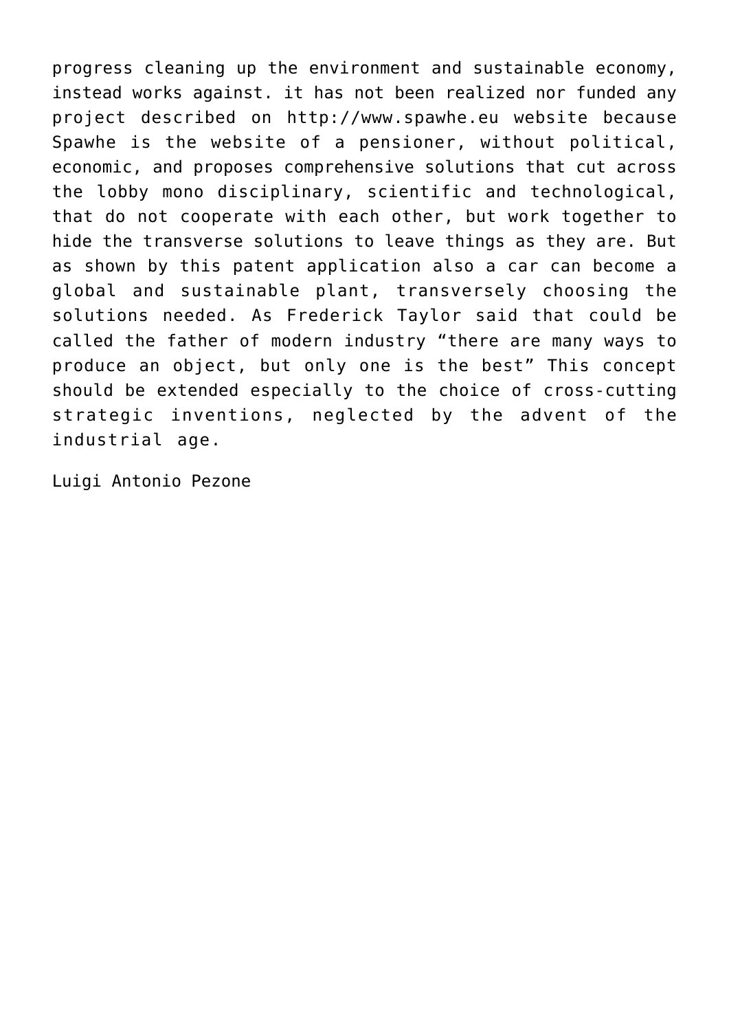progress cleaning up the environment and sustainable economy, instead works against. it has not been realized nor funded any project described on http://www.spawhe.eu website because Spawhe is the website of a pensioner, without political, economic, and proposes comprehensive solutions that cut across the lobby mono disciplinary, scientific and technological, that do not cooperate with each other, but work together to hide the transverse solutions to leave things as they are. But as shown by this patent application also a car can become a global and sustainable plant, transversely choosing the solutions needed. As Frederick Taylor said that could be called the father of modern industry "there are many ways to produce an object, but only one is the best" This concept should be extended especially to the choice of cross-cutting strategic inventions, neglected by the advent of the industrial age.

Luigi Antonio Pezone